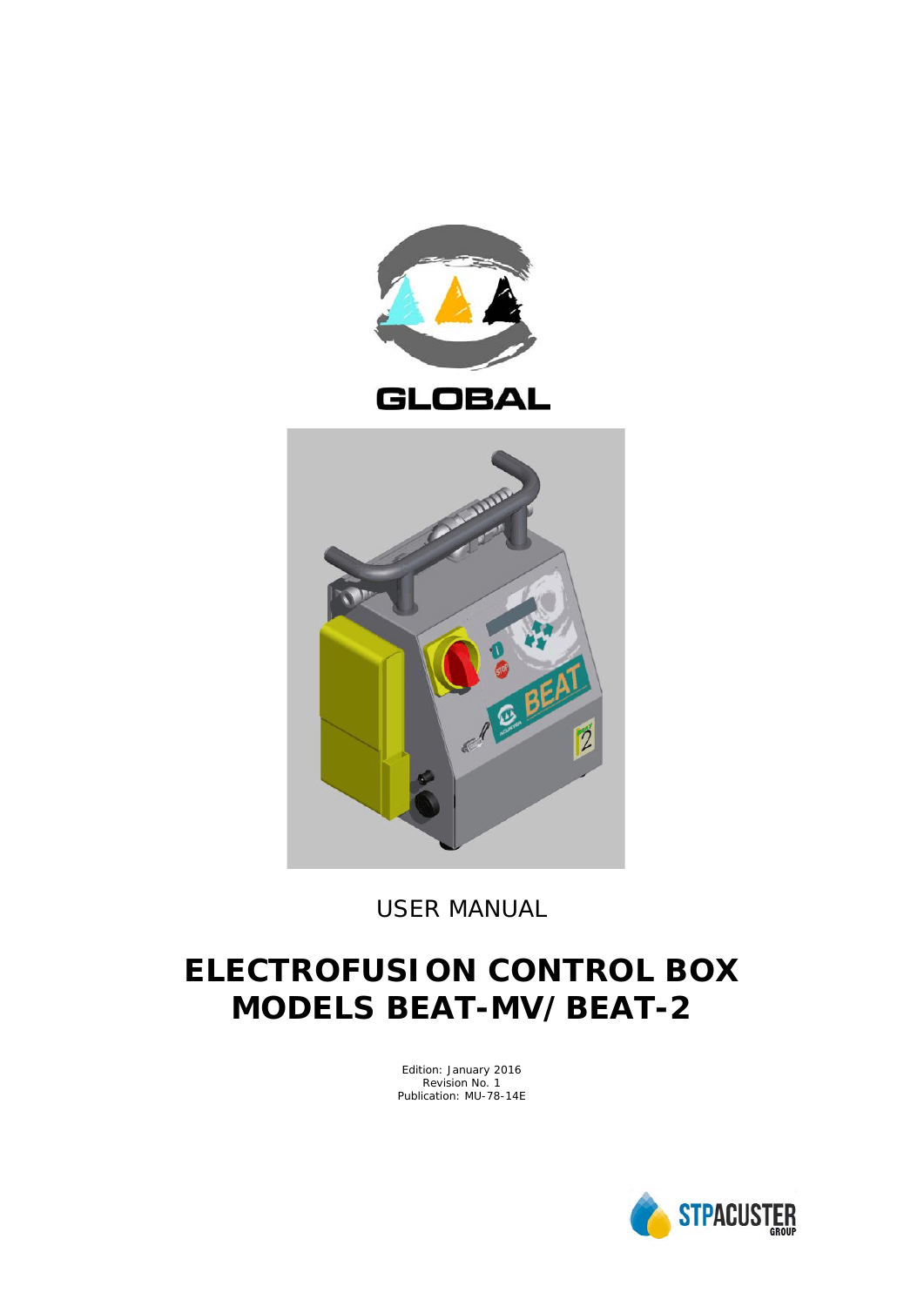GLOBAL

USER MANUAL

# ELECTROFUSION CONTROL BOX
# MODELS BEAT-MV/BEAT-2

Edition: January 2016
Revision No. 1
Publication: MU-78-14E

STPACUSTER GROUP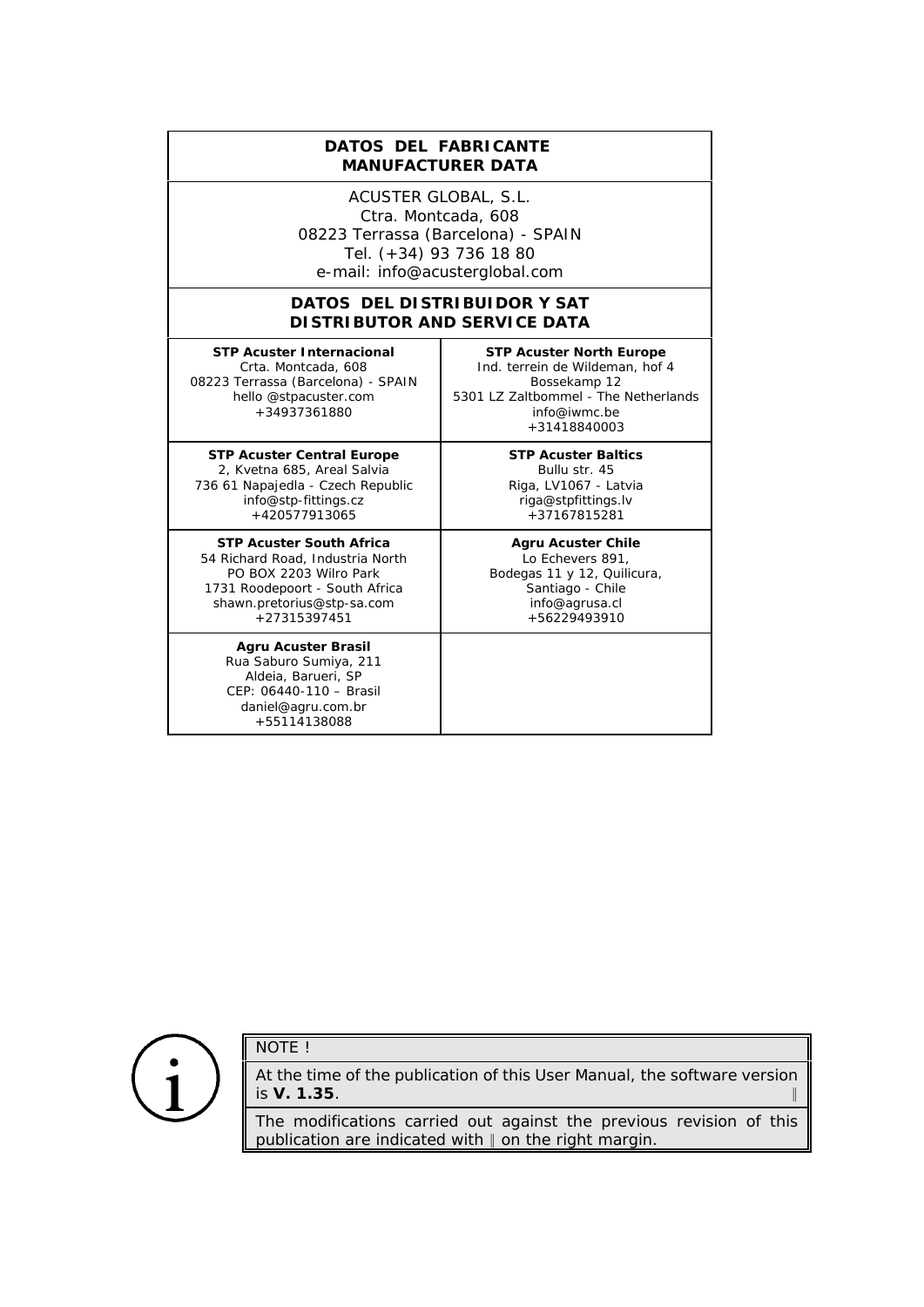| **DATOS DEL FABRICANTE**<br>**MANUFACTURER DATA** | |
|---|---|
| ACUSTER GLOBAL, S.L.<br>Ctra. Montcada, 608<br>08223 Terrassa (Barcelona) - SPAIN<br>Tel. (+34) 93 736 18 80<br>e-mail: info@acusterglobal.com | |

| **DATOS DEL DISTRIBUIDOR Y SAT**<br>**DISTRIBUTOR AND SERVICE DATA** | |
|---|---|
| **STP Acuster Internacional**<br>Crta. Montcada, 608<br>08223 Terrassa (Barcelona) - SPAIN<br>hello @stpacuster.com<br>+34937361880 | **STP Acuster North Europe**<br>Ind. terrein de Wildeman, hof 4<br>Bossekamp 12<br>5301 LZ Zaltbommel - The Netherlands<br>info@iwmc.be<br>+31418840003 |
| **STP Acuster Central Europe**<br>2, Kvetna 685, Areal Salvia<br>736 61 Napajedla - Czech Republic<br>info@stp-fittings.cz<br>+420577913065 | **STP Acuster Baltics**<br>Bullu str. 45<br>Riga, LV1067 - Latvia<br>riga@stpfittings.lv<br>+37167815281 |
| **STP Acuster South Africa**<br>54 Richard Road, Industria North<br>PO BOX 2203 Wilro Park<br>1731 Roodepoort - South Africa<br>shawn.pretorius@stp-sa.com<br>+27315397451 | **Agru Acuster Chile**<br>Lo Echevers 891,<br>Bodegas 11 y 12, Quilicura,<br>Santiago - Chile<br>info@agrusa.cl<br>+56229493910 |
| **Agru Acuster Brasil**<br>Rua Saburo Sumiya, 211<br>Aldeia, Barueri, SP<br>CEP: 06440-110 – Brasil<br>daniel@agru.com.br<br>+55114138088 | |

NOTE !

At the time of the publication of this User Manual, the software version is **V. 1.35**. ‖

The modifications carried out against the previous revision of this publication are indicated with ‖ on the right margin.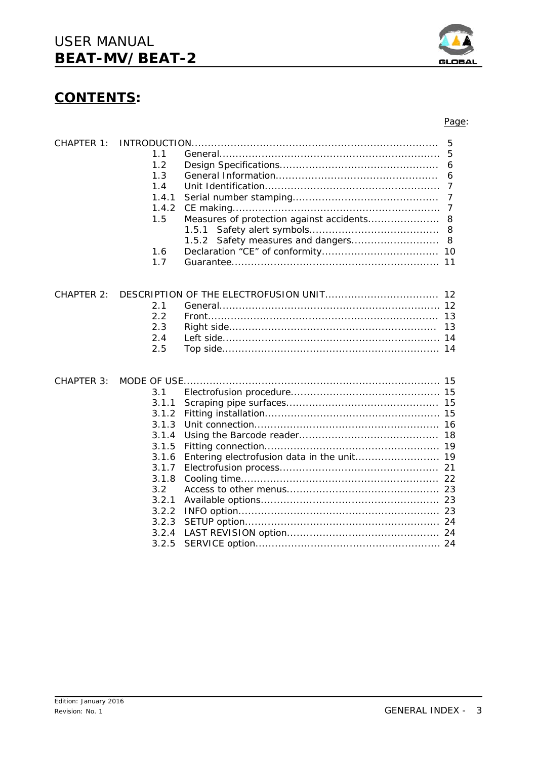## CONTENTS:

| | | | Page: |
|---|---|---|---|
| CHAPTER 1: | | INTRODUCTION | 5 |
| | 1.1 | General | 5 |
| | 1.2 | Design Specifications | 6 |
| | 1.3 | General Information | 6 |
| | 1.4 | Unit Identification | 7 |
| | 1.4.1 | Serial number stamping | 7 |
| | 1.4.2 | CE making | 7 |
| | 1.5 | Measures of protection against accidents | 8 |
| | | 1.5.1 Safety alert symbols | 8 |
| | | 1.5.2 Safety measures and dangers | 8 |
| | 1.6 | Declaration "CE" of conformity | 10 |
| | 1.7 | Guarantee | 11 |
| CHAPTER 2: | | DESCRIPTION OF THE ELECTROFUSION UNIT | 12 |
| | 2.1 | General | 12 |
| | 2.2 | Front | 13 |
| | 2.3 | Right side | 13 |
| | 2.4 | Left side | 14 |
| | 2.5 | Top side | 14 |
| CHAPTER 3: | | MODE OF USE | 15 |
| | 3.1 | Electrofusion procedure | 15 |
| | 3.1.1 | Scraping pipe surfaces | 15 |
| | 3.1.2 | Fitting installation | 15 |
| | 3.1.3 | Unit connection | 16 |
| | 3.1.4 | Using the Barcode reader | 18 |
| | 3.1.5 | Fitting connection | 19 |
| | 3.1.6 | Entering electrofusion data in the unit | 19 |
| | 3.1.7 | Electrofusion process | 21 |
| | 3.1.8 | Cooling time | 22 |
| | 3.2 | Access to other menus | 23 |
| | 3.2.1 | Available options | 23 |
| | 3.2.2 | INFO option | 23 |
| | 3.2.3 | SETUP option | 24 |
| | 3.2.4 | LAST REVISION option | 24 |
| | 3.2.5 | SERVICE option | 24 |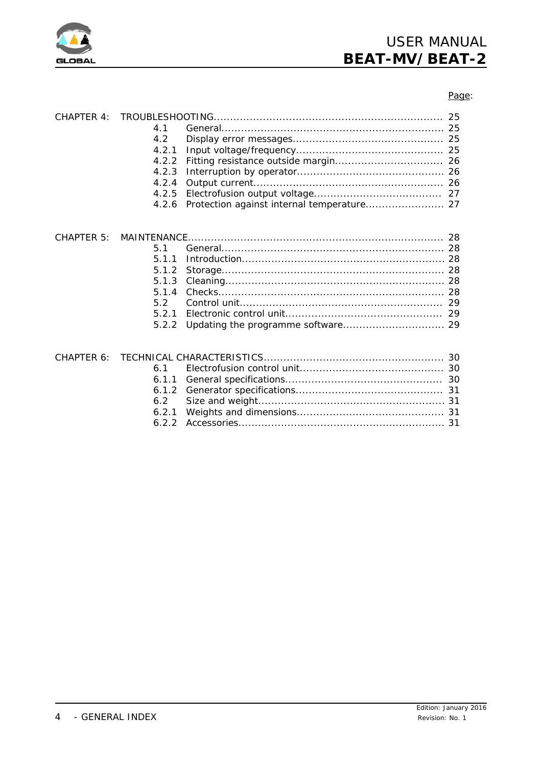Page:

| | | | |
|---|---|---|---|
| CHAPTER 4: | TROUBLESHOOTING | | 25 |
| | 4.1 | General | 25 |
| | 4.2 | Display error messages | 25 |
| | 4.2.1 | Input voltage/frequency | 25 |
| | 4.2.2 | Fitting resistance outside margin | 26 |
| | 4.2.3 | Interruption by operator | 26 |
| | 4.2.4 | Output current | 26 |
| | 4.2.5 | Electrofusion output voltage | 27 |
| | 4.2.6 | Protection against internal temperature | 27 |
| CHAPTER 5: | MAINTENANCE | | 28 |
| | 5.1 | General | 28 |
| | 5.1.1 | Introduction | 28 |
| | 5.1.2 | Storage | 28 |
| | 5.1.3 | Cleaning | 28 |
| | 5.1.4 | Checks | 28 |
| | 5.2 | Control unit | 29 |
| | 5.2.1 | Electronic control unit | 29 |
| | 5.2.2 | Updating the programme software | 29 |
| CHAPTER 6: | TECHNICAL CHARACTERISTICS | | 30 |
| | 6.1 | Electrofusion control unit | 30 |
| | 6.1.1 | General specifications | 30 |
| | 6.1.2 | Generator specifications | 31 |
| | 6.2 | Size and weight | 31 |
| | 6.2.1 | Weights and dimensions | 31 |
| | 6.2.2 | Accessories | 31 |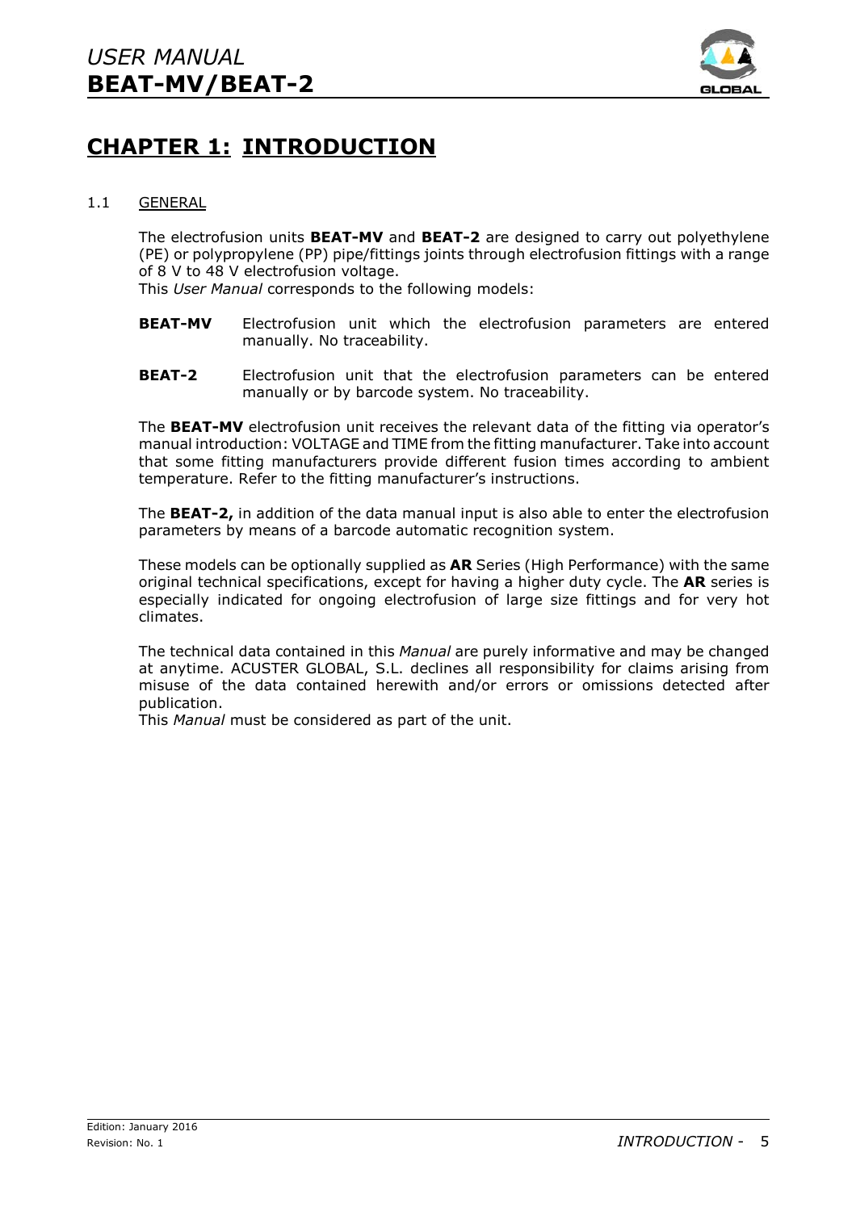# CHAPTER 1: INTRODUCTION

## 1.1 GENERAL

The electrofusion units **BEAT-MV** and **BEAT-2** are designed to carry out polyethylene (PE) or polypropylene (PP) pipe/fittings joints through electrofusion fittings with a range of 8 V to 48 V electrofusion voltage.
This *User Manual* corresponds to the following models:

**BEAT-MV** Electrofusion unit which the electrofusion parameters are entered manually. No traceability.

**BEAT-2** Electrofusion unit that the electrofusion parameters can be entered manually or by barcode system. No traceability.

The **BEAT-MV** electrofusion unit receives the relevant data of the fitting via operator's manual introduction: VOLTAGE and TIME from the fitting manufacturer. Take into account that some fitting manufacturers provide different fusion times according to ambient temperature. Refer to the fitting manufacturer's instructions.

The **BEAT-2,** in addition of the data manual input is also able to enter the electrofusion parameters by means of a barcode automatic recognition system.

These models can be optionally supplied as **AR** Series (High Performance) with the same original technical specifications, except for having a higher duty cycle. The **AR** series is especially indicated for ongoing electrofusion of large size fittings and for very hot climates.

The technical data contained in this *Manual* are purely informative and may be changed at anytime. ACUSTER GLOBAL, S.L. declines all responsibility for claims arising from misuse of the data contained herewith and/or errors or omissions detected after publication.
This *Manual* must be considered as part of the unit.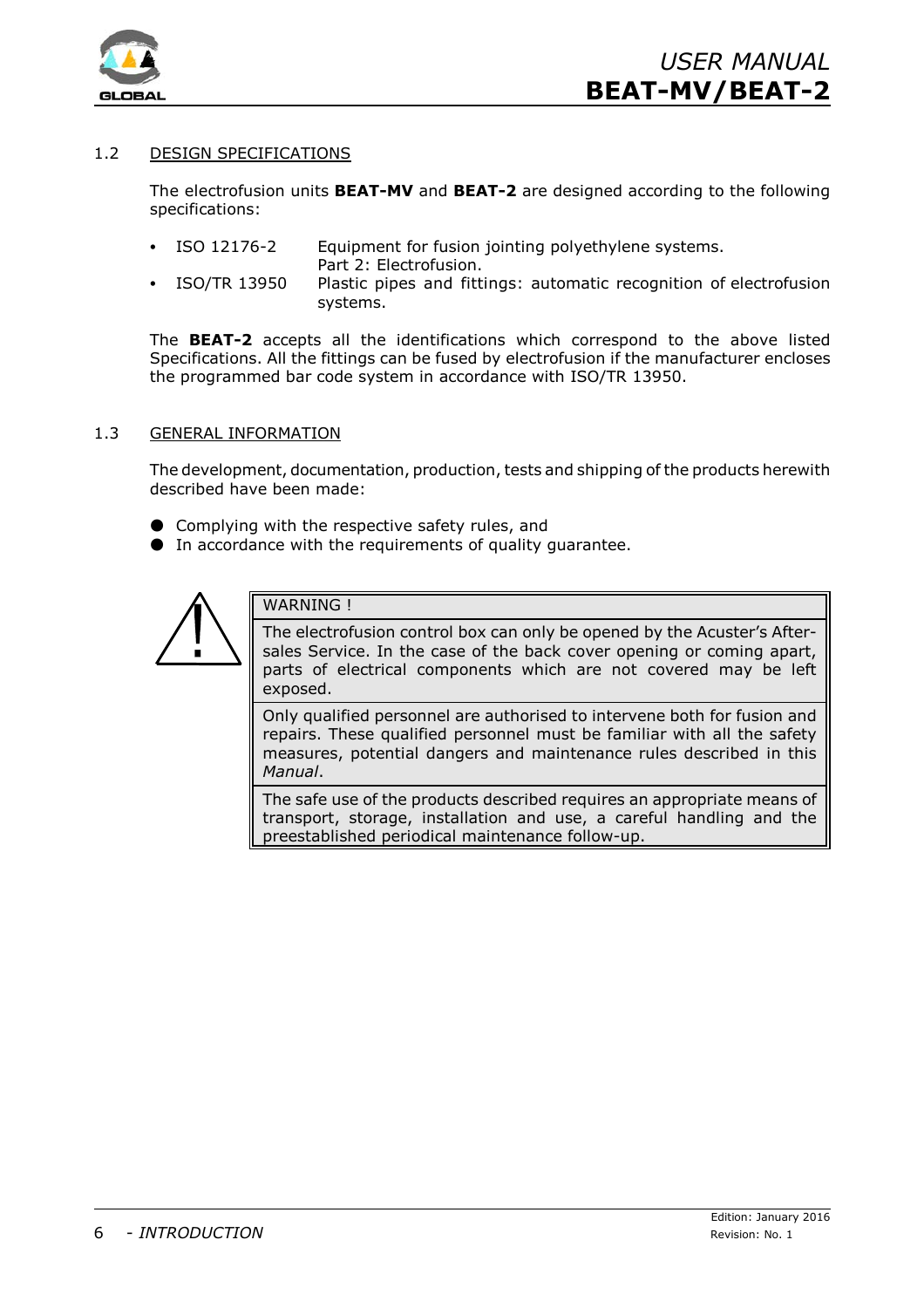## 1.2 DESIGN SPECIFICATIONS

The electrofusion units **BEAT-MV** and **BEAT-2** are designed according to the following specifications:

- ISO 12176-2 — Equipment for fusion jointing polyethylene systems. Part 2: Electrofusion.
- ISO/TR 13950 — Plastic pipes and fittings: automatic recognition of electrofusion systems.

The **BEAT-2** accepts all the identifications which correspond to the above listed Specifications. All the fittings can be fused by electrofusion if the manufacturer encloses the programmed bar code system in accordance with ISO/TR 13950.

## 1.3 GENERAL INFORMATION

The development, documentation, production, tests and shipping of the products herewith described have been made:

- Complying with the respective safety rules, and
- In accordance with the requirements of quality guarantee.

| WARNING ! |
|---|
| The electrofusion control box can only be opened by the Acuster's After-sales Service. In the case of the back cover opening or coming apart, parts of electrical components which are not covered may be left exposed. |
| Only qualified personnel are authorised to intervene both for fusion and repairs. These qualified personnel must be familiar with all the safety measures, potential dangers and maintenance rules described in this *Manual*. |
| The safe use of the products described requires an appropriate means of transport, storage, installation and use, a careful handling and the preestablished periodical maintenance follow-up. |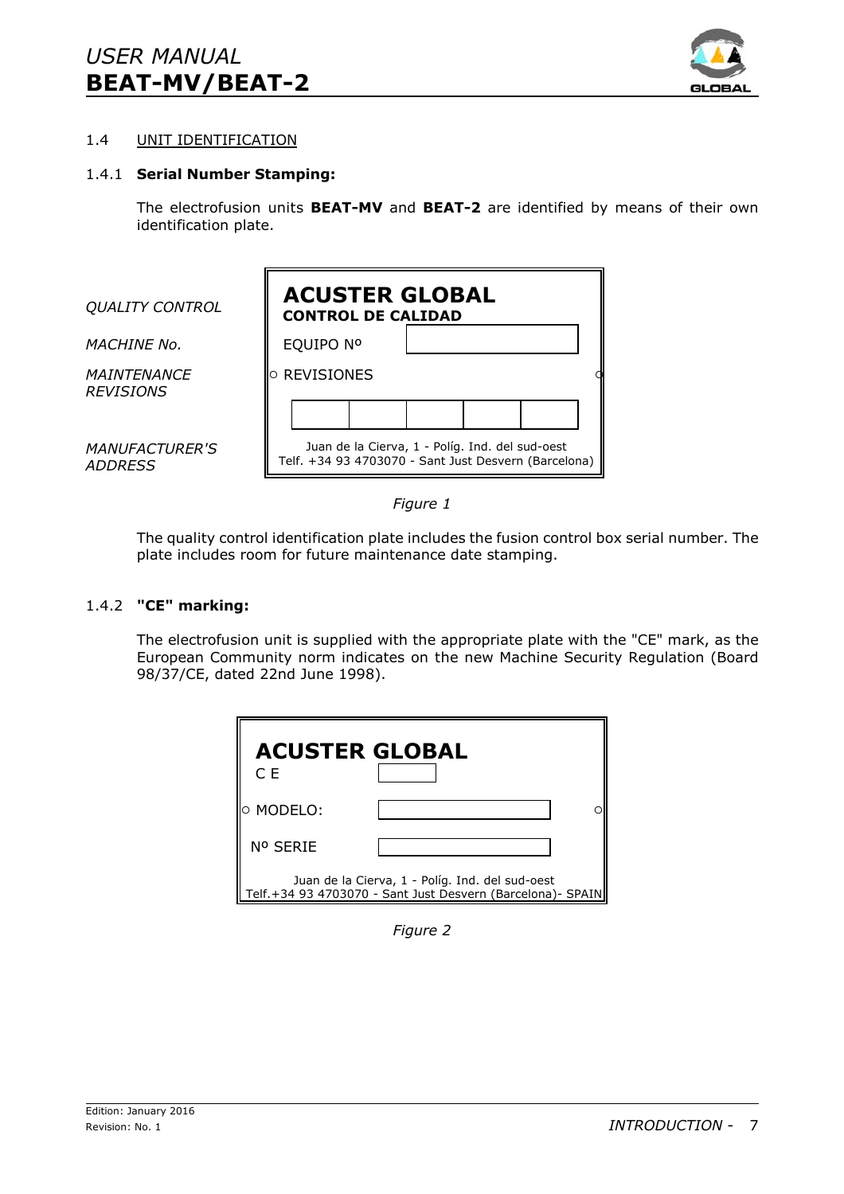## 1.4 UNIT IDENTIFICATION

### 1.4.1 **Serial Number Stamping:**

The electrofusion units **BEAT-MV** and **BEAT-2** are identified by means of their own identification plate.

| | |
|---|---|
| *QUALITY CONTROL* | **ACUSTER GLOBAL** **CONTROL DE CALIDAD** |
| *MACHINE No.* | EQUIPO Nº |
| *MAINTENANCE REVISIONS* | REVISIONES |
| *MANUFACTURER'S ADDRESS* | Juan de la Cierva, 1 - Políg. Ind. del sud-oest Telf. +34 93 4703070 - Sant Just Desvern (Barcelona) |

*Figure 1*

The quality control identification plate includes the fusion control box serial number. The plate includes room for future maintenance date stamping.

### 1.4.2 **"CE" marking:**

The electrofusion unit is supplied with the appropriate plate with the "CE" mark, as the European Community norm indicates on the new Machine Security Regulation (Board 98/37/CE, dated 22nd June 1998).

**ACUSTER GLOBAL**

C E

MODELO:

Nº SERIE

Juan de la Cierva, 1 - Políg. Ind. del sud-oest
Telf.+34 93 4703070 - Sant Just Desvern (Barcelona)- SPAIN

*Figure 2*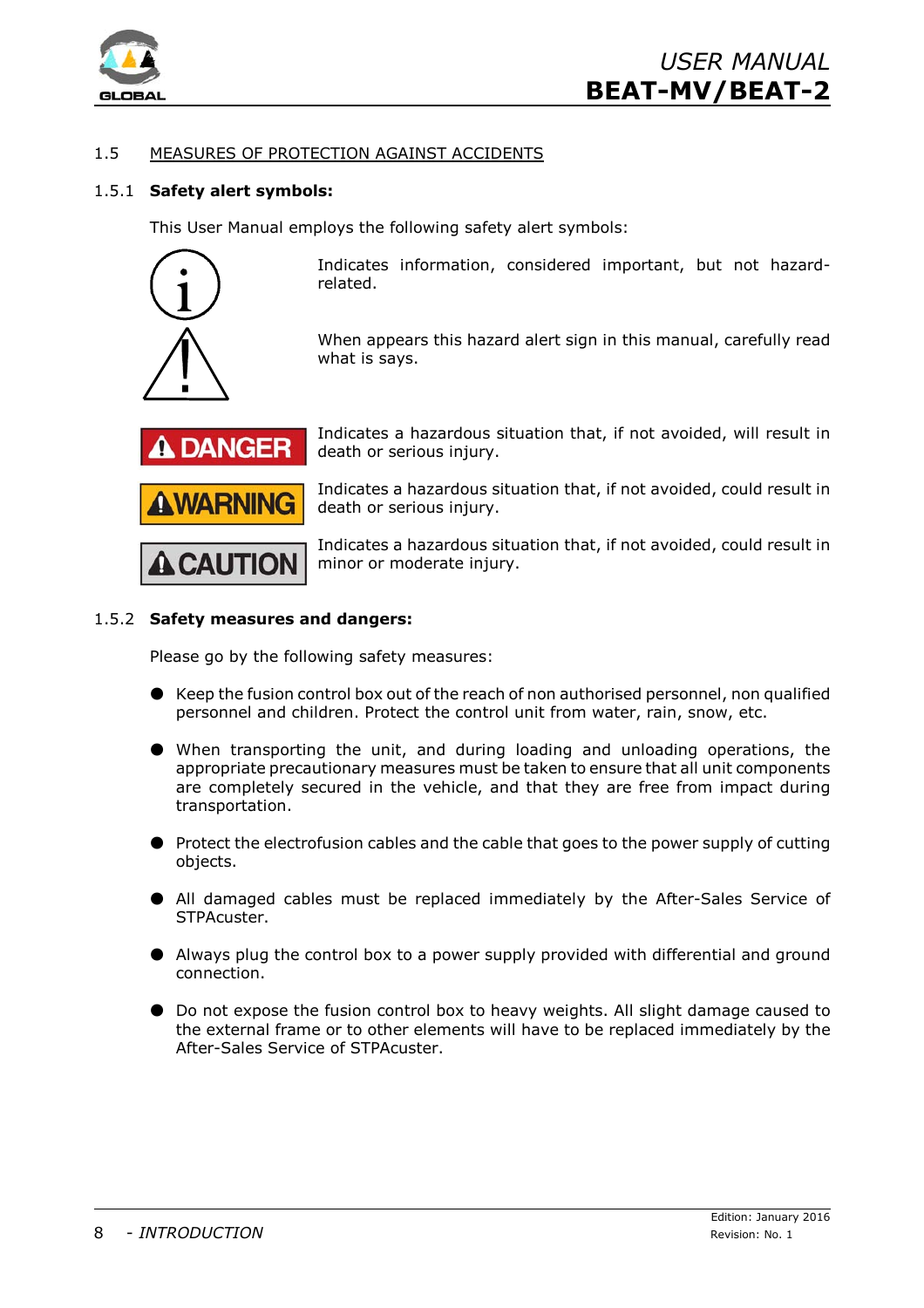## 1.5 MEASURES OF PROTECTION AGAINST ACCIDENTS

### 1.5.1 Safety alert symbols:

This User Manual employs the following safety alert symbols:

Indicates information, considered important, but not hazard-related.

When appears this hazard alert sign in this manual, carefully read what is says.

**DANGER** Indicates a hazardous situation that, if not avoided, will result in death or serious injury.

**WARNING** Indicates a hazardous situation that, if not avoided, could result in death or serious injury.

**CAUTION** Indicates a hazardous situation that, if not avoided, could result in minor or moderate injury.

### 1.5.2 Safety measures and dangers:

Please go by the following safety measures:

- Keep the fusion control box out of the reach of non authorised personnel, non qualified personnel and children. Protect the control unit from water, rain, snow, etc.
- When transporting the unit, and during loading and unloading operations, the appropriate precautionary measures must be taken to ensure that all unit components are completely secured in the vehicle, and that they are free from impact during transportation.
- Protect the electrofusion cables and the cable that goes to the power supply of cutting objects.
- All damaged cables must be replaced immediately by the After-Sales Service of STPAcuster.
- Always plug the control box to a power supply provided with differential and ground connection.
- Do not expose the fusion control box to heavy weights. All slight damage caused to the external frame or to other elements will have to be replaced immediately by the After-Sales Service of STPAcuster.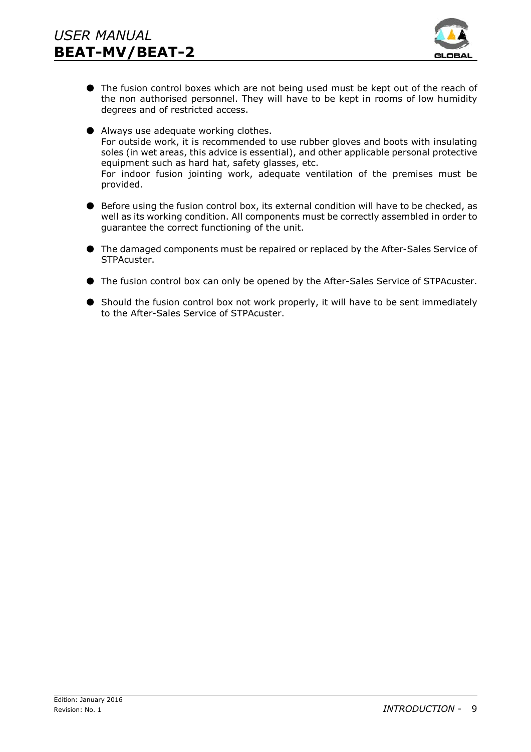- The fusion control boxes which are not being used must be kept out of the reach of the non authorised personnel. They will have to be kept in rooms of low humidity degrees and of restricted access.
- Always use adequate working clothes.  
  For outside work, it is recommended to use rubber gloves and boots with insulating soles (in wet areas, this advice is essential), and other applicable personal protective equipment such as hard hat, safety glasses, etc.  
  For indoor fusion jointing work, adequate ventilation of the premises must be provided.
- Before using the fusion control box, its external condition will have to be checked, as well as its working condition. All components must be correctly assembled in order to guarantee the correct functioning of the unit.
- The damaged components must be repaired or replaced by the After-Sales Service of STPAcuster.
- The fusion control box can only be opened by the After-Sales Service of STPAcuster.
- Should the fusion control box not work properly, it will have to be sent immediately to the After-Sales Service of STPAcuster.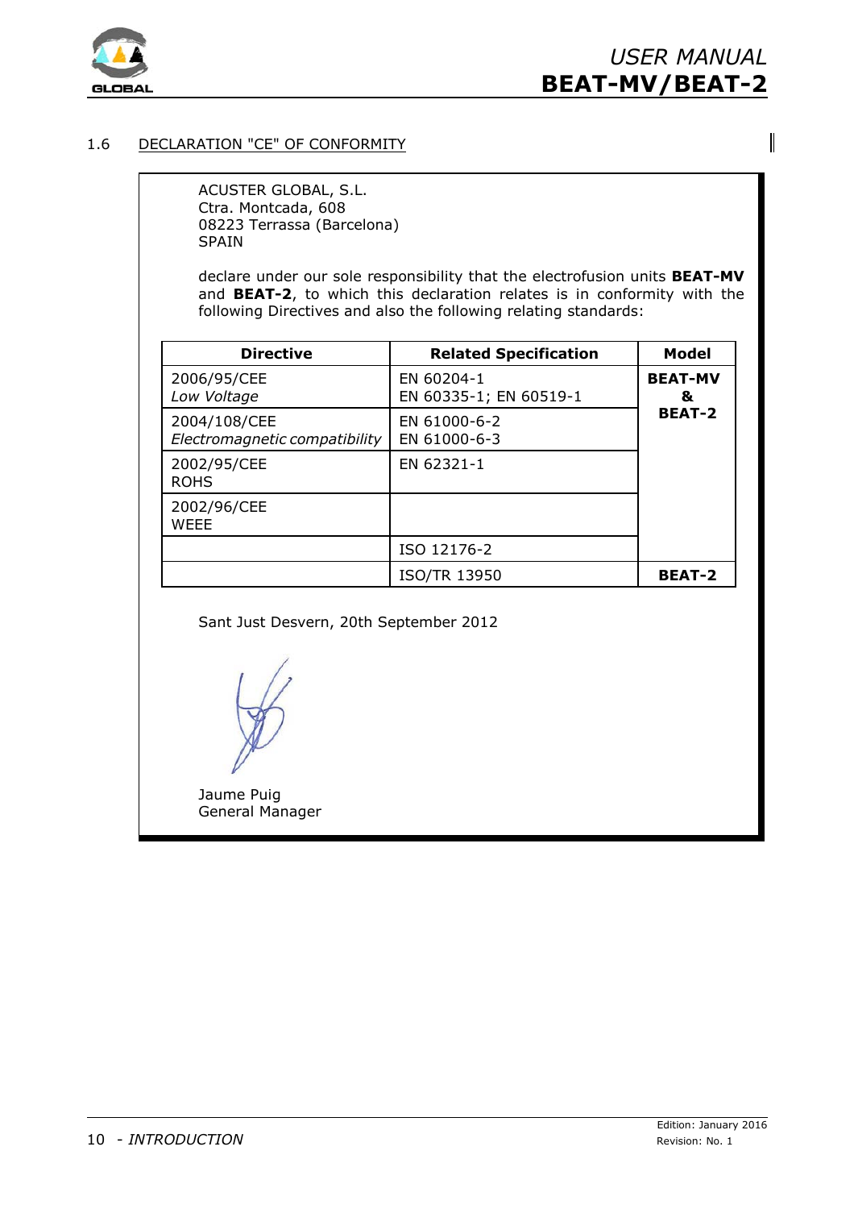## 1.6 DECLARATION "CE" OF CONFORMITY

ACUSTER GLOBAL, S.L.
Ctra. Montcada, 608
08223 Terrassa (Barcelona)
SPAIN

declare under our sole responsibility that the electrofusion units **BEAT-MV** and **BEAT-2**, to which this declaration relates is in conformity with the following Directives and also the following relating standards:

| Directive | Related Specification | Model |
|---|---|---|
| 2006/95/CEE<br>*Low Voltage* | EN 60204-1<br>EN 60335-1; EN 60519-1 | **BEAT-MV & BEAT-2** |
| 2004/108/CEE<br>*Electromagnetic compatibility* | EN 61000-6-2<br>EN 61000-6-3 | |
| 2002/95/CEE<br>ROHS | EN 62321-1 | |
| 2002/96/CEE<br>WEEE | | |
| | ISO 12176-2 | |
| | ISO/TR 13950 | **BEAT-2** |

Sant Just Desvern, 20th September 2012

Jaume Puig
General Manager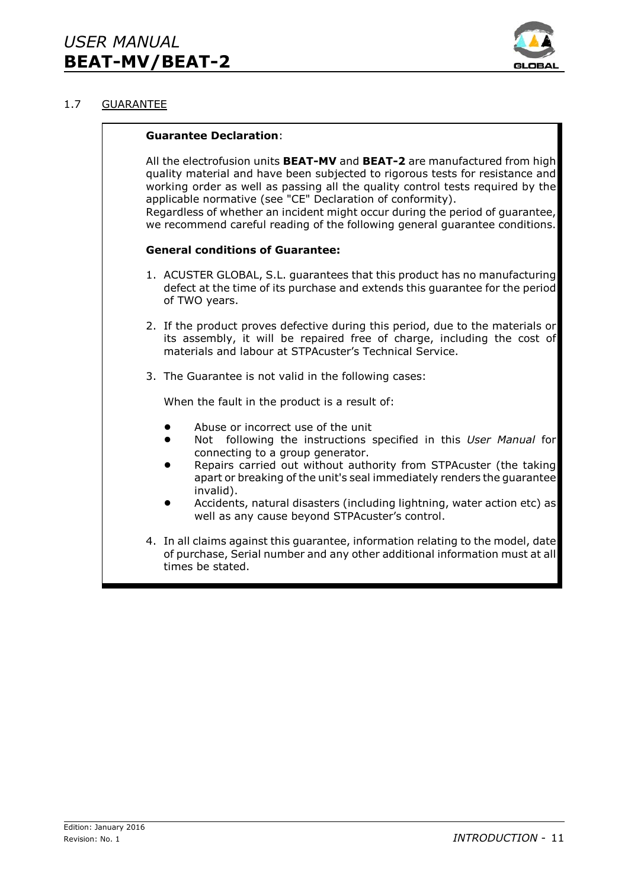## 1.7 GUARANTEE

**Guarantee Declaration**:

All the electrofusion units **BEAT-MV** and **BEAT-2** are manufactured from high quality material and have been subjected to rigorous tests for resistance and working order as well as passing all the quality control tests required by the applicable normative (see "CE" Declaration of conformity).
Regardless of whether an incident might occur during the period of guarantee, we recommend careful reading of the following general guarantee conditions.

**General conditions of Guarantee:**

1. ACUSTER GLOBAL, S.L. guarantees that this product has no manufacturing defect at the time of its purchase and extends this guarantee for the period of TWO years.

2. If the product proves defective during this period, due to the materials or its assembly, it will be repaired free of charge, including the cost of materials and labour at STPAcuster's Technical Service.

3. The Guarantee is not valid in the following cases:

   When the fault in the product is a result of:

   - Abuse or incorrect use of the unit
   - Not following the instructions specified in this *User Manual* for connecting to a group generator.
   - Repairs carried out without authority from STPAcuster (the taking apart or breaking of the unit's seal immediately renders the guarantee invalid).
   - Accidents, natural disasters (including lightning, water action etc) as well as any cause beyond STPAcuster's control.

4. In all claims against this guarantee, information relating to the model, date of purchase, Serial number and any other additional information must at all times be stated.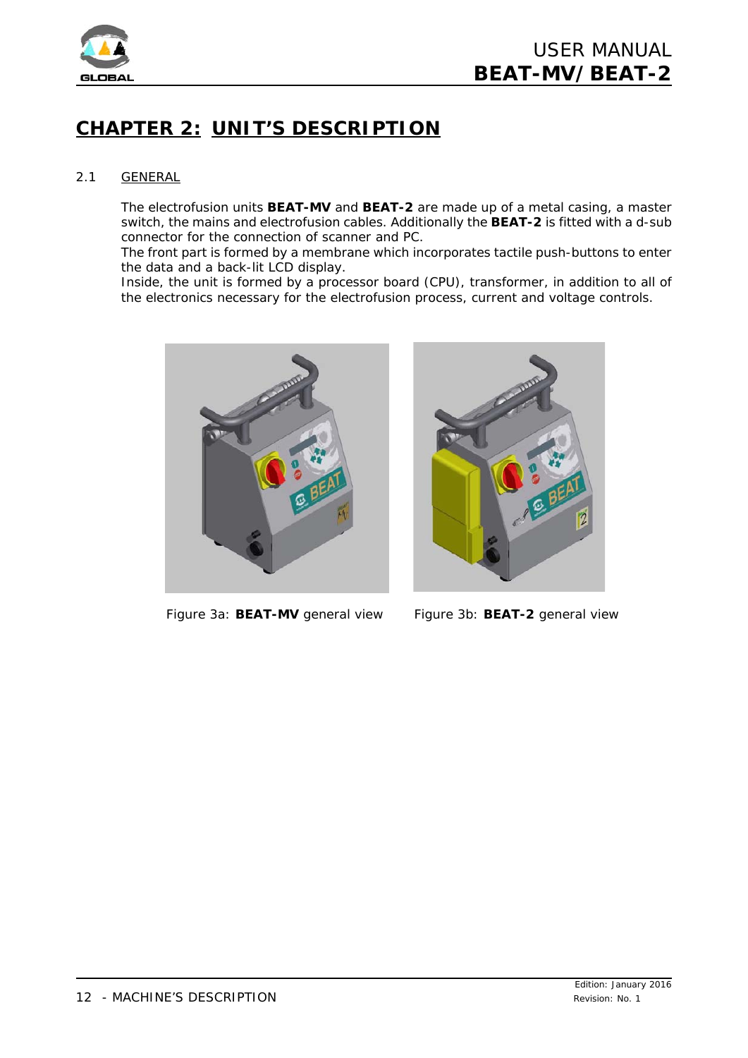# CHAPTER 2: UNIT'S DESCRIPTION

## 2.1 GENERAL

The electrofusion units **BEAT-MV** and **BEAT-2** are made up of a metal casing, a master switch, the mains and electrofusion cables. Additionally the **BEAT-2** is fitted with a d-sub connector for the connection of scanner and PC.

The front part is formed by a membrane which incorporates tactile push-buttons to enter the data and a back-lit LCD display.

Inside, the unit is formed by a processor board (CPU), transformer, in addition to all of the electronics necessary for the electrofusion process, current and voltage controls.

Figure 3a: **BEAT-MV** general view

Figure 3b: **BEAT-2** general view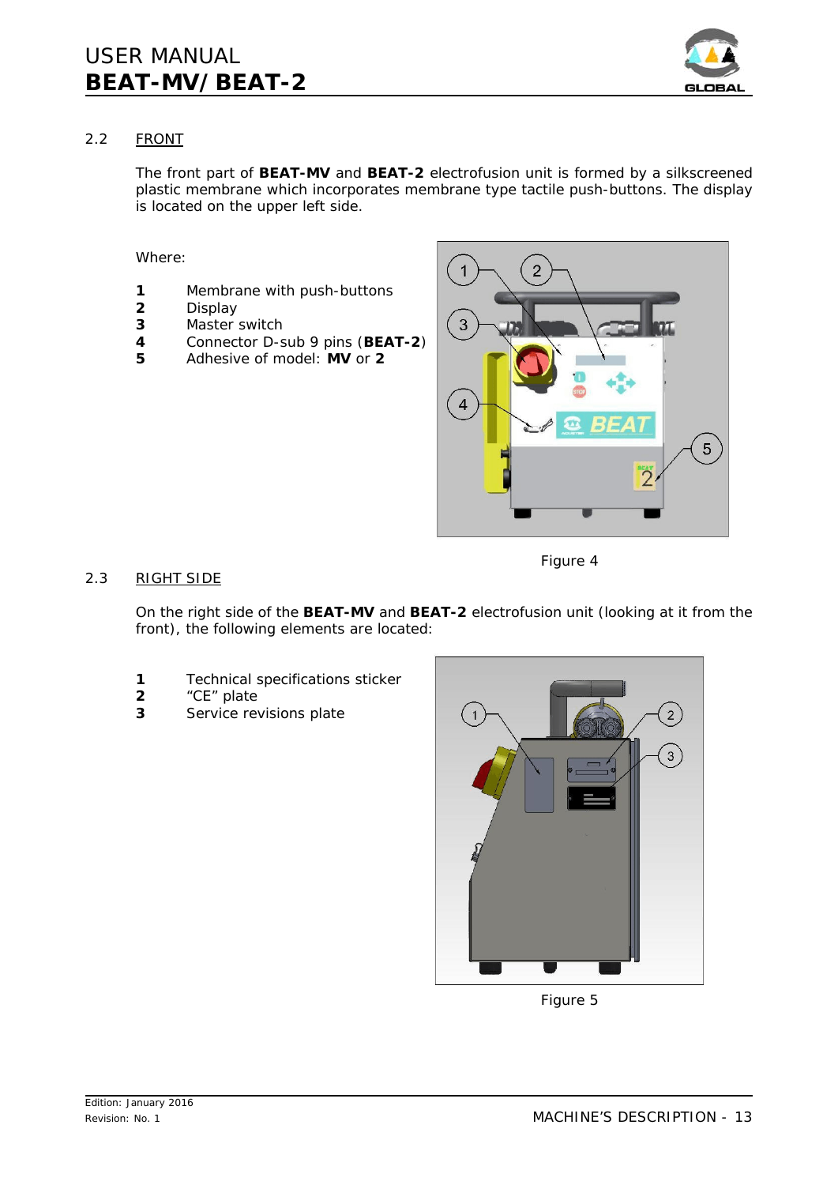## 2.2 FRONT

The front part of **BEAT-MV** and **BEAT-2** electrofusion unit is formed by a silkscreened plastic membrane which incorporates membrane type tactile push-buttons. The display is located on the upper left side.

Where:

**1** Membrane with push-buttons
**2** Display
**3** Master switch
**4** Connector D-sub 9 pins (**BEAT-2**)
**5** Adhesive of model: **MV** or **2**

Figure 4

## 2.3 RIGHT SIDE

On the right side of the **BEAT-MV** and **BEAT-2** electrofusion unit (looking at it from the front), the following elements are located:

**1** Technical specifications sticker
**2** "CE" plate
**3** Service revisions plate

Figure 5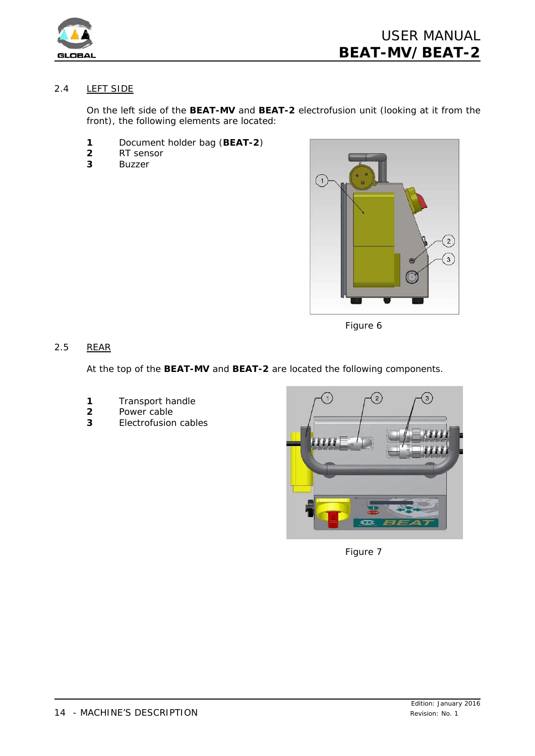## 2.4 LEFT SIDE

On the left side of the **BEAT-MV** and **BEAT-2** electrofusion unit (looking at it from the front), the following elements are located:

**1** Document holder bag (**BEAT-2**)
**2** RT sensor
**3** Buzzer

Figure 6

## 2.5 REAR

At the top of the **BEAT-MV** and **BEAT-2** are located the following components.

**1** Transport handle
**2** Power cable
**3** Electrofusion cables

Figure 7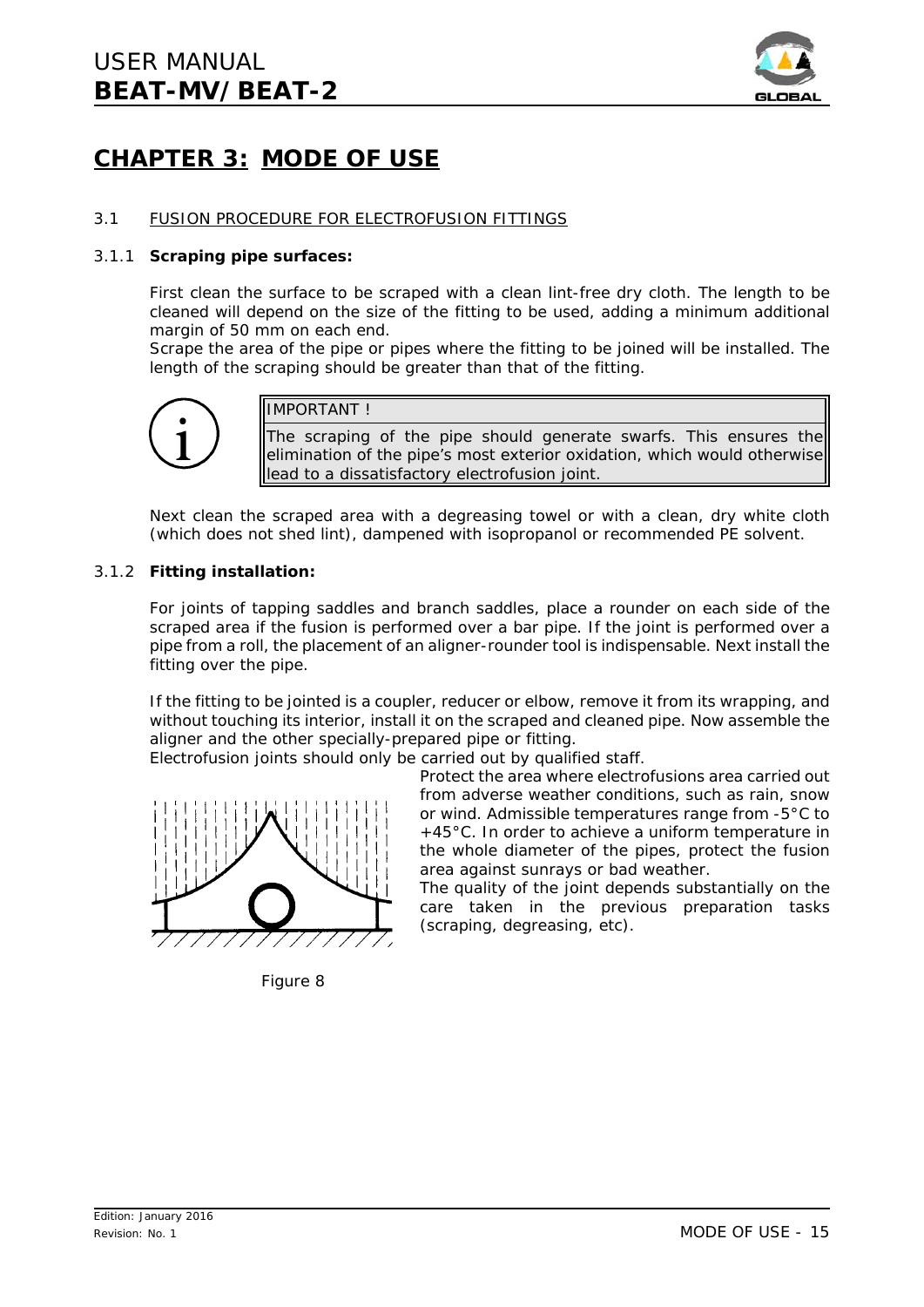# CHAPTER 3: MODE OF USE

## 3.1 FUSION PROCEDURE FOR ELECTROFUSION FITTINGS

### 3.1.1 Scraping pipe surfaces:

First clean the surface to be scraped with a clean lint-free dry cloth. The length to be cleaned will depend on the size of the fitting to be used, adding a minimum additional margin of 50 mm on each end.

Scrape the area of the pipe or pipes where the fitting to be joined will be installed. The length of the scraping should be greater than that of the fitting.

> IMPORTANT !
>
> The scraping of the pipe should generate swarfs. This ensures the elimination of the pipe's most exterior oxidation, which would otherwise lead to a dissatisfactory electrofusion joint.

Next clean the scraped area with a degreasing towel or with a clean, dry white cloth (which does not shed lint), dampened with isopropanol or recommended PE solvent.

### 3.1.2 Fitting installation:

For joints of tapping saddles and branch saddles, place a rounder on each side of the scraped area if the fusion is performed over a bar pipe. If the joint is performed over a pipe from a roll, the placement of an aligner-rounder tool is indispensable. Next install the fitting over the pipe.

If the fitting to be jointed is a coupler, reducer or elbow, remove it from its wrapping, and without touching its interior, install it on the scraped and cleaned pipe. Now assemble the aligner and the other specially-prepared pipe or fitting.

Electrofusion joints should only be carried out by qualified staff.

Protect the area where electrofusions area carried out from adverse weather conditions, such as rain, snow or wind. Admissible temperatures range from -5°C to +45°C. In order to achieve a uniform temperature in the whole diameter of the pipes, protect the fusion area against sunrays or bad weather.

The quality of the joint depends substantially on the care taken in the previous preparation tasks (scraping, degreasing, etc).

Figure 8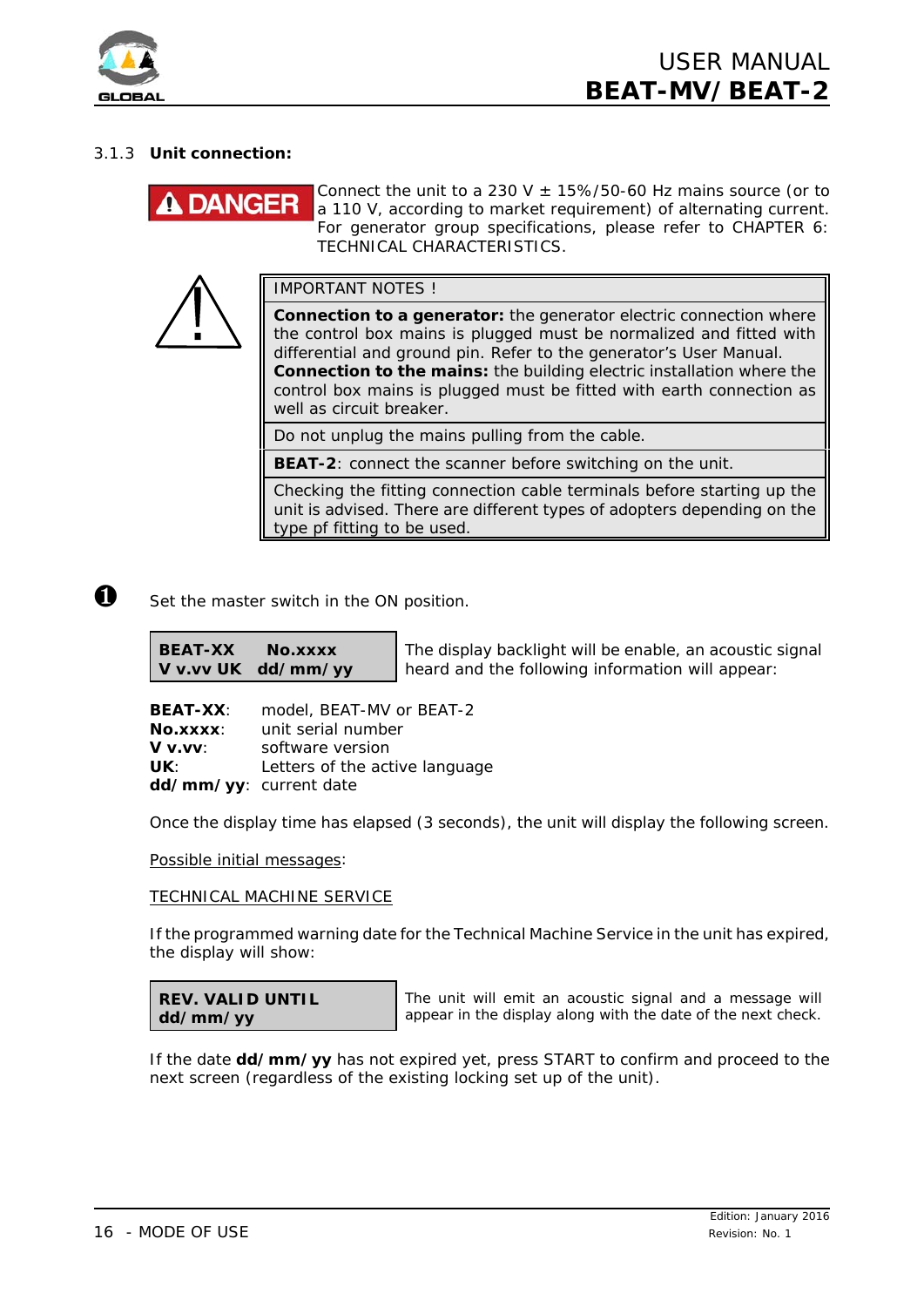### 3.1.3 Unit connection:

**DANGER** Connect the unit to a 230 V ± 15%/50-60 Hz mains source (or to a 110 V, according to market requirement) of alternating current. For generator group specifications, please refer to CHAPTER 6: TECHNICAL CHARACTERISTICS.

| IMPORTANT NOTES ! |
|---|
| **Connection to a generator:** the generator electric connection where the control box mains is plugged must be normalized and fitted with differential and ground pin. Refer to the generator's User Manual. **Connection to the mains:** the building electric installation where the control box mains is plugged must be fitted with earth connection as well as circuit breaker. |
| Do not unplug the mains pulling from the cable. |
| **BEAT-2**: connect the scanner before switching on the unit. |
| Checking the fitting connection cable terminals before starting up the unit is advised. There are different types of adopters depending on the type pf fitting to be used. |

❶ Set the master switch in the ON position.

| **BEAT-XX No.xxxx** **V v.vv UK dd/mm/yy** | The display backlight will be enable, an acoustic signal heard and the following information will appear: |
|---|---|

**BEAT-XX**: model, BEAT-MV or BEAT-2
**No.xxxx**: unit serial number
**V v.vv**: software version
**UK**: Letters of the active language
**dd/mm/yy**: current date

Once the display time has elapsed (3 seconds), the unit will display the following screen.

Possible initial messages:

TECHNICAL MACHINE SERVICE

If the programmed warning date for the Technical Machine Service in the unit has expired, the display will show:

| **REV. VALID UNTIL** **dd/mm/yy** | The unit will emit an acoustic signal and a message will appear in the display along with the date of the next check. |
|---|---|

If the date **dd/mm/yy** has not expired yet, press START to confirm and proceed to the next screen (regardless of the existing locking set up of the unit).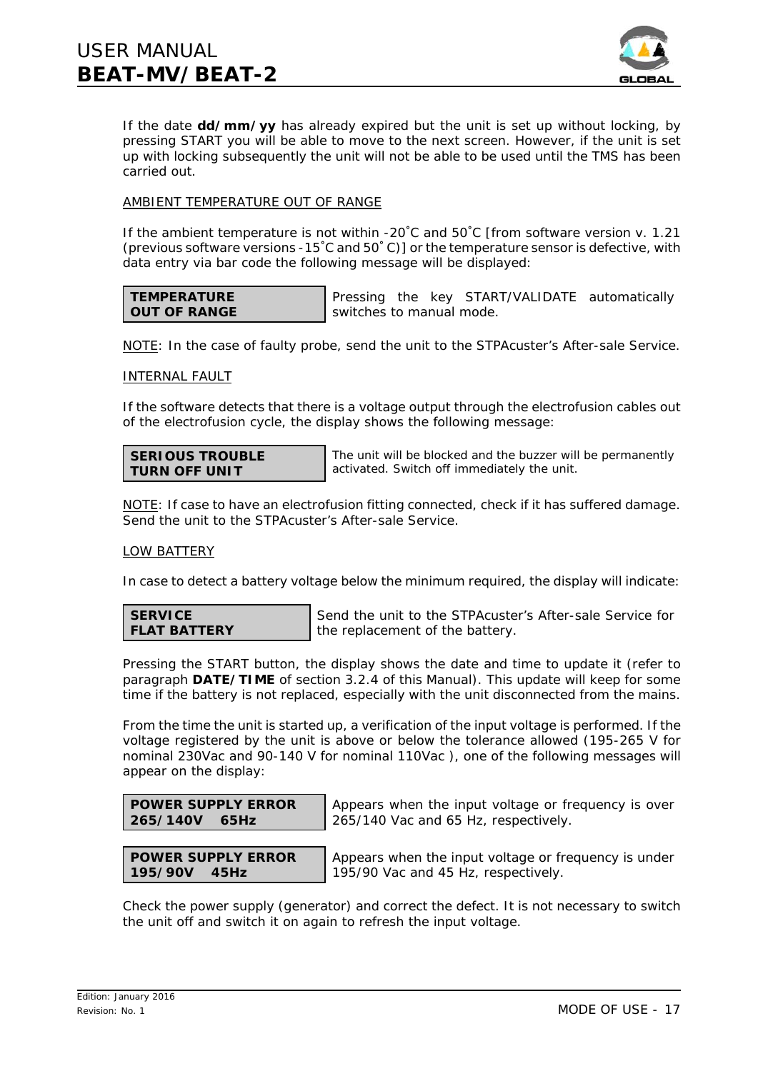If the date **dd/mm/yy** has already expired but the unit is set up without locking, by pressing START you will be able to move to the next screen. However, if the unit is set up with locking subsequently the unit will not be able to be used until the TMS has been carried out.

AMBIENT TEMPERATURE OUT OF RANGE

If the ambient temperature is not within -20˚C and 50˚C [from software version v. 1.21 (previous software versions -15˚C and 50˚ C)] or the temperature sensor is defective, with data entry via bar code the following message will be displayed:

| **TEMPERATURE OUT OF RANGE** | Pressing the key START/VALIDATE automatically switches to manual mode. |
|---|---|

NOTE: In the case of faulty probe, send the unit to the STPAcuster's After-sale Service.

INTERNAL FAULT

If the software detects that there is a voltage output through the electrofusion cables out of the electrofusion cycle, the display shows the following message:

| **SERIOUS TROUBLE TURN OFF UNIT** | The unit will be blocked and the buzzer will be permanently activated. Switch off immediately the unit. |
|---|---|

NOTE: If case to have an electrofusion fitting connected, check if it has suffered damage. Send the unit to the STPAcuster's After-sale Service.

LOW BATTERY

In case to detect a battery voltage below the minimum required, the display will indicate:

| **SERVICE FLAT BATTERY** | Send the unit to the STPAcuster's After-sale Service for the replacement of the battery. |
|---|---|

Pressing the START button, the display shows the date and time to update it (refer to paragraph **DATE/TIME** of section 3.2.4 of this Manual). This update will keep for some time if the battery is not replaced, especially with the unit disconnected from the mains.

From the time the unit is started up, a verification of the input voltage is performed. If the voltage registered by the unit is above or below the tolerance allowed (195-265 V for nominal 230Vac and 90-140 V for nominal 110Vac ), one of the following messages will appear on the display:

| **POWER SUPPLY ERROR 265/140V 65Hz** | Appears when the input voltage or frequency is over 265/140 Vac and 65 Hz, respectively. |
|---|---|
| **POWER SUPPLY ERROR 195/90V 45Hz** | Appears when the input voltage or frequency is under 195/90 Vac and 45 Hz, respectively. |

Check the power supply (generator) and correct the defect. It is not necessary to switch the unit off and switch it on again to refresh the input voltage.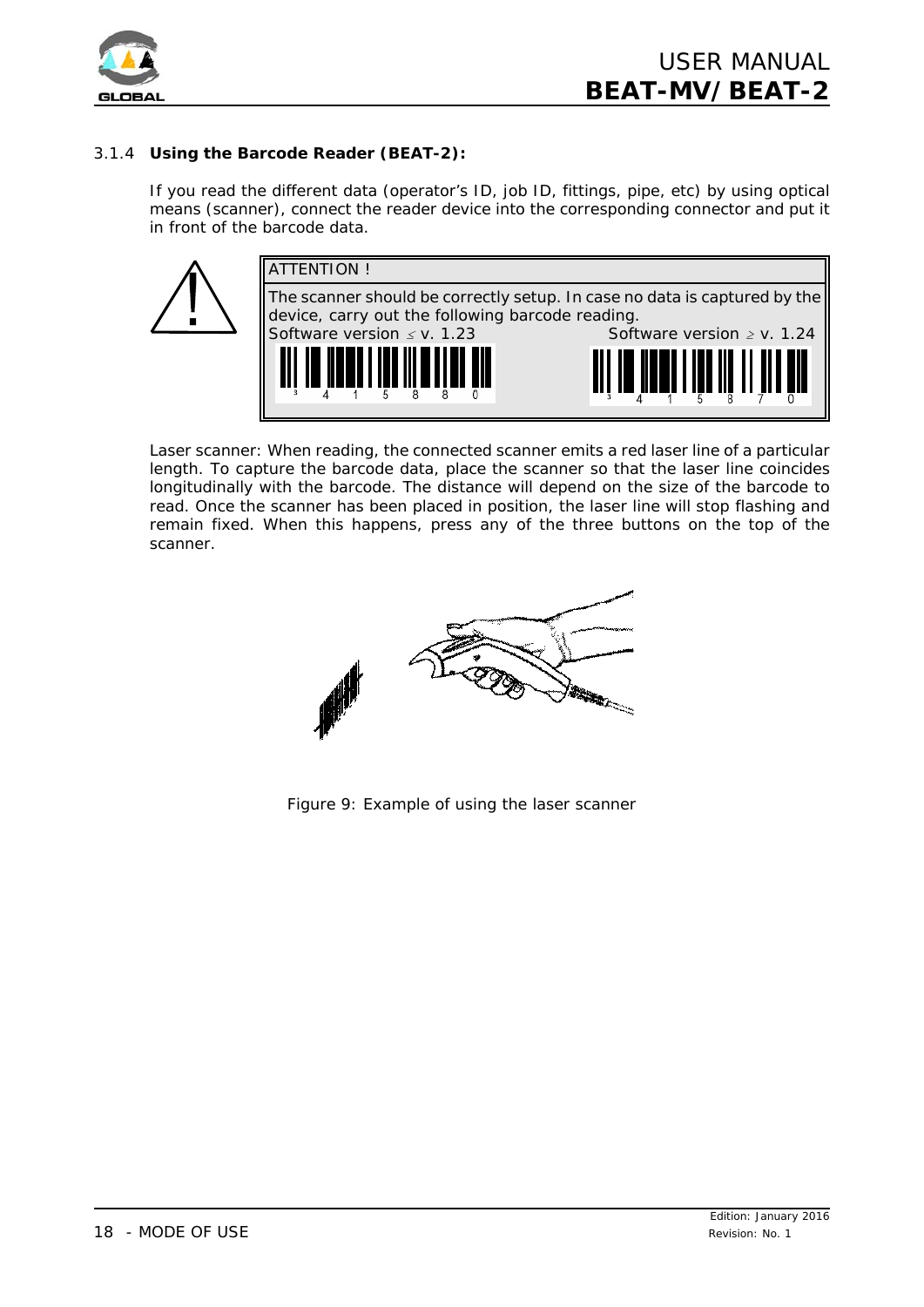### 3.1.4 **Using the Barcode Reader (BEAT-2):**

If you read the different data (operator's ID, job ID, fittings, pipe, etc) by using optical means (scanner), connect the reader device into the corresponding connector and put it in front of the barcode data.

| ATTENTION ! | |
|---|---|
| The scanner should be correctly setup. In case no data is captured by the device, carry out the following barcode reading. | |
| Software version ≤ v. 1.23 | Software version ≥ v. 1.24 |
| 3 4 1 5 8 8 0 | 3 4 1 5 8 7 0 |

Laser scanner: When reading, the connected scanner emits a red laser line of a particular length. To capture the barcode data, place the scanner so that the laser line coincides longitudinally with the barcode. The distance will depend on the size of the barcode to read. Once the scanner has been placed in position, the laser line will stop flashing and remain fixed. When this happens, press any of the three buttons on the top of the scanner.

Figure 9: Example of using the laser scanner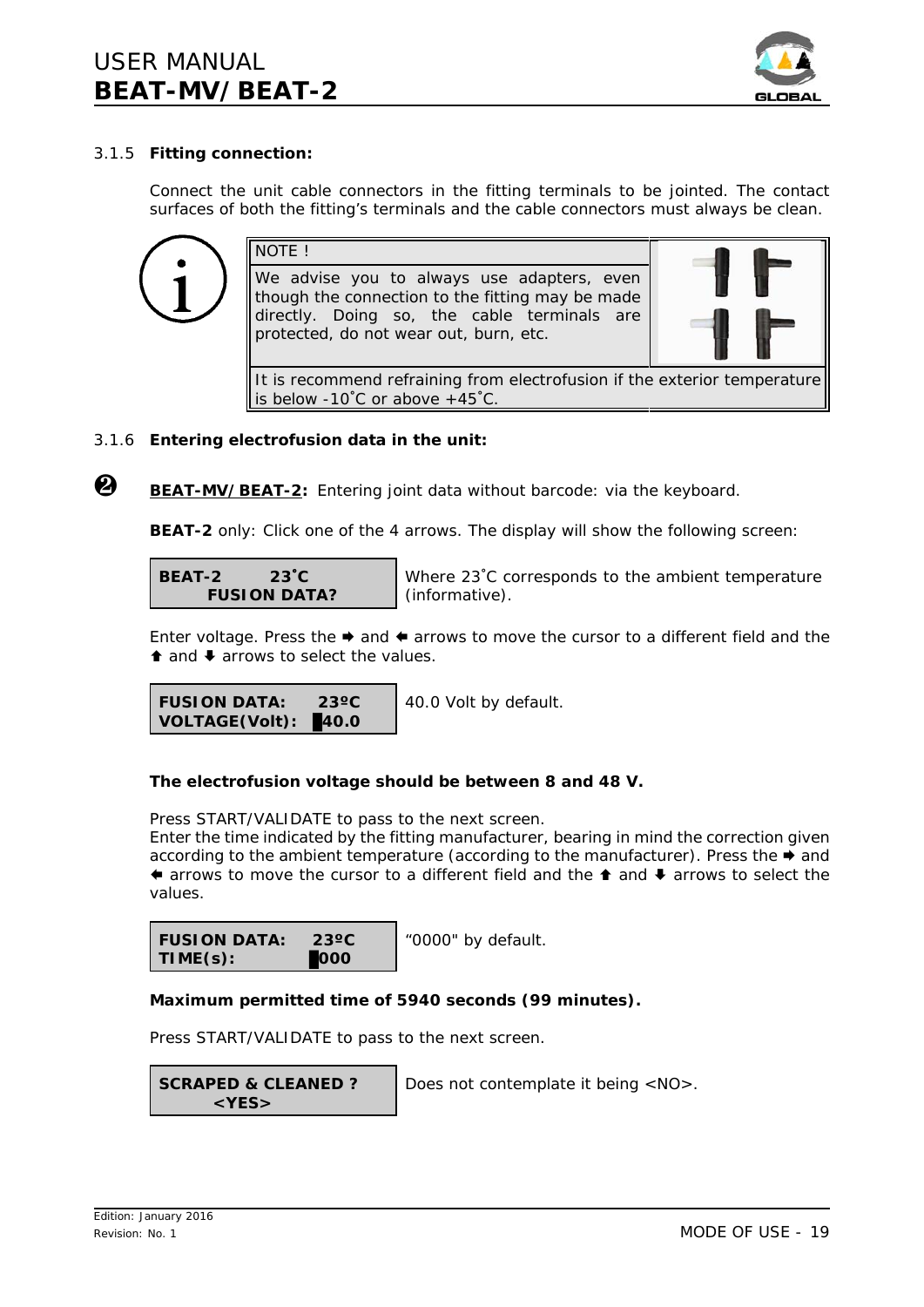### 3.1.5 **Fitting connection:**

Connect the unit cable connectors in the fitting terminals to be jointed. The contact surfaces of both the fitting's terminals and the cable connectors must always be clean.

| NOTE ! |
|---|
| We advise you to always use adapters, even though the connection to the fitting may be made directly. Doing so, the cable terminals are protected, do not wear out, burn, etc. |
| It is recommend refraining from electrofusion if the exterior temperature is below -10˚C or above +45˚C. |

### 3.1.6 **Entering electrofusion data in the unit:**

❷ **BEAT-MV/BEAT-2:** Entering joint data without barcode: via the keyboard.

**BEAT-2** only: Click one of the 4 arrows. The display will show the following screen:

```
BEAT-2      23˚C
    FUSION DATA?
```

Where 23˚C corresponds to the ambient temperature (informative).

Enter voltage. Press the ➡ and ⬅ arrows to move the cursor to a different field and the ⬆ and ⬇ arrows to select the values.

```
FUSION DATA:    23ºC
VOLTAGE(Volt):  40.0
```

40.0 Volt by default.

**The electrofusion voltage should be between 8 and 48 V.**

Press START/VALIDATE to pass to the next screen.
Enter the time indicated by the fitting manufacturer, bearing in mind the correction given according to the ambient temperature (according to the manufacturer). Press the ➡ and ⬅ arrows to move the cursor to a different field and the ⬆ and ⬇ arrows to select the values.

```
FUSION DATA:    23ºC
TIME(s):        0000
```

"0000" by default.

**Maximum permitted time of 5940 seconds (99 minutes).**

Press START/VALIDATE to pass to the next screen.

```
SCRAPED & CLEANED ?
     <YES>
```

Does not contemplate it being <NO>.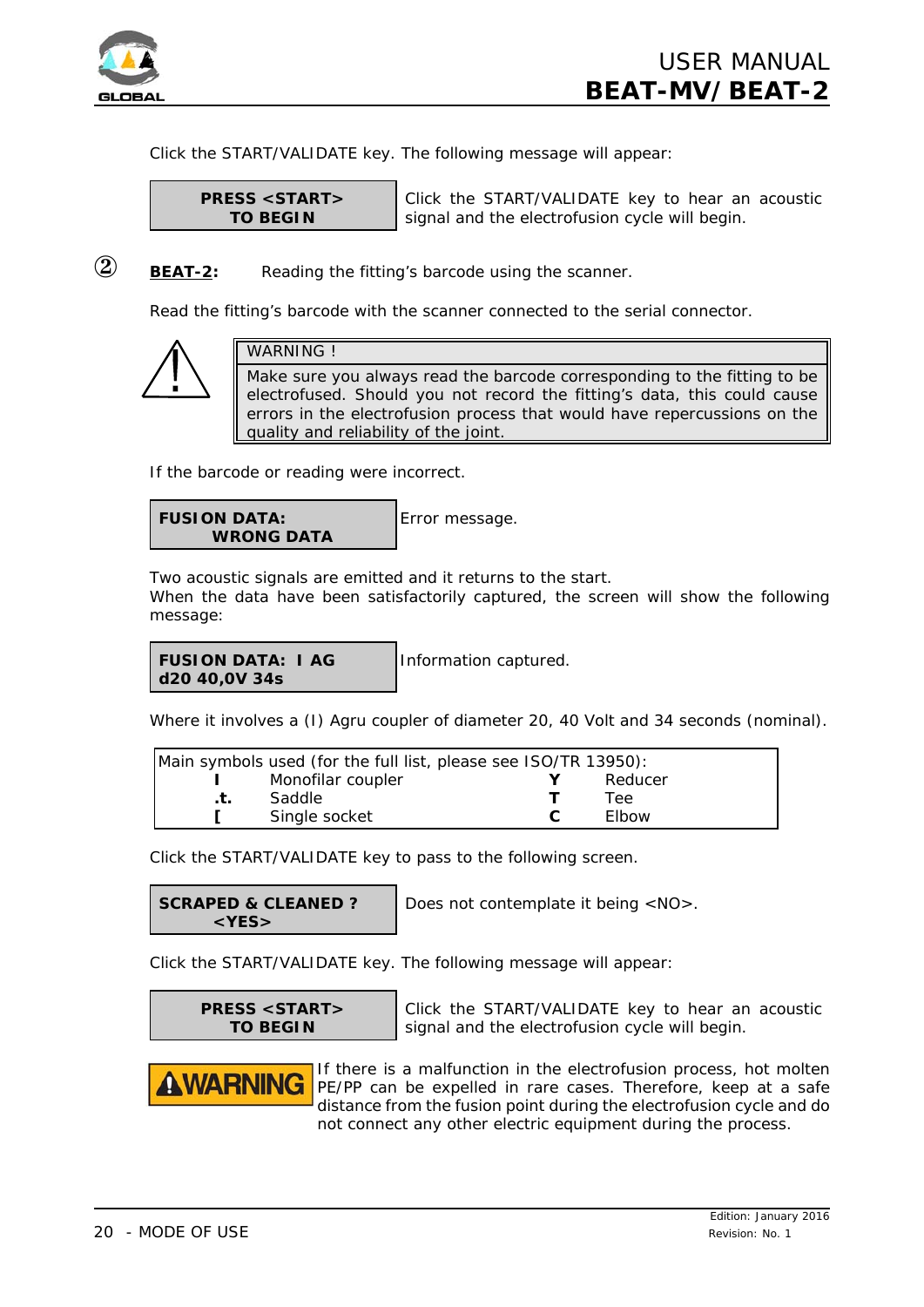Click the START/VALIDATE key. The following message will appear:

| PRESS <START> TO BEGIN | Click the START/VALIDATE key to hear an acoustic signal and the electrofusion cycle will begin. |
|---|---|

② **BEAT-2:** Reading the fitting's barcode using the scanner.

Read the fitting's barcode with the scanner connected to the serial connector.

| WARNING ! |
|---|
| Make sure you always read the barcode corresponding to the fitting to be electrofused. Should you not record the fitting's data, this could cause errors in the electrofusion process that would have repercussions on the quality and reliability of the joint. |

If the barcode or reading were incorrect.

| FUSION DATA: WRONG DATA | Error message. |
|---|---|

Two acoustic signals are emitted and it returns to the start.
When the data have been satisfactorily captured, the screen will show the following message:

| FUSION DATA: I AG d20 40,0V 34s | Information captured. |
|---|---|

Where it involves a (I) Agru coupler of diameter 20, 40 Volt and 34 seconds (nominal).

| Main symbols used (for the full list, please see ISO/TR 13950): | | | |
|---|---|---|---|
| **I** | Monofilar coupler | **Y** | Reducer |
| **.t.** | Saddle | **T** | Tee |
| **[** | Single socket | **C** | Elbow |

Click the START/VALIDATE key to pass to the following screen.

| SCRAPED & CLEANED ? <YES> | Does not contemplate it being <NO>. |
|---|---|

Click the START/VALIDATE key. The following message will appear:

| PRESS <START> TO BEGIN | Click the START/VALIDATE key to hear an acoustic signal and the electrofusion cycle will begin. |
|---|---|

**WARNING** If there is a malfunction in the electrofusion process, hot molten PE/PP can be expelled in rare cases. Therefore, keep at a safe distance from the fusion point during the electrofusion cycle and do not connect any other electric equipment during the process.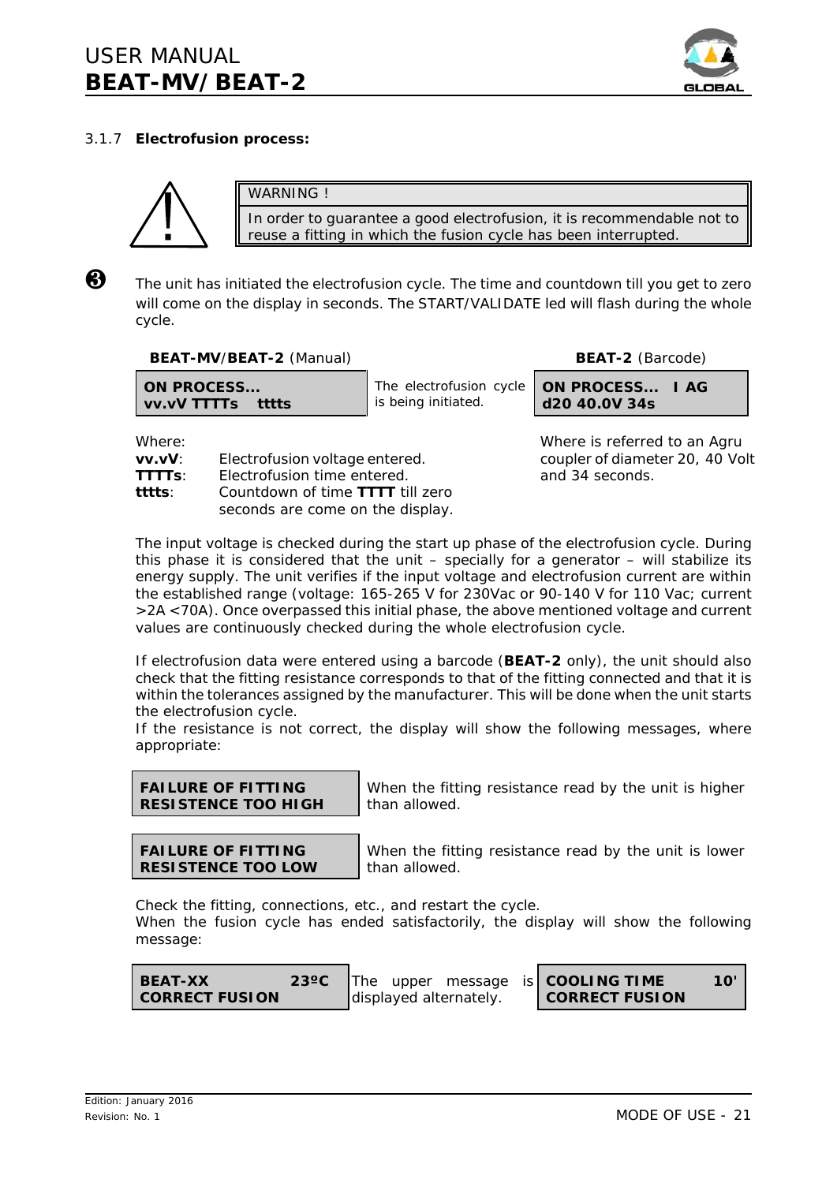### 3.1.7 **Electrofusion process:**

> WARNING !
>
> In order to guarantee a good electrofusion, it is recommendable not to reuse a fitting in which the fusion cycle has been interrupted.

❸ The unit has initiated the electrofusion cycle. The time and countdown till you get to zero will come on the display in seconds. The START/VALIDATE led will flash during the whole cycle.

| **BEAT-MV/BEAT-2** (Manual) | | **BEAT-2** (Barcode) |
|---|---|---|
| **ON PROCESS...**<br>**vv.vV TTTTs tttts** | The electrofusion cycle is being initiated. | **ON PROCESS... I AG**<br>**d20 40.0V 34s** |

Where:

**vv.vV**: Electrofusion voltage entered.
**TTTTs**: Electrofusion time entered.
**tttts**: Countdown of time **TTTT** till zero seconds are come on the display.

Where is referred to an Agru coupler of diameter 20, 40 Volt and 34 seconds.

The input voltage is checked during the start up phase of the electrofusion cycle. During this phase it is considered that the unit – specially for a generator – will stabilize its energy supply. The unit verifies if the input voltage and electrofusion current are within the established range (voltage: 165-265 V for 230Vac or 90-140 V for 110 Vac; current >2A <70A). Once overpassed this initial phase, the above mentioned voltage and current values are continuously checked during the whole electrofusion cycle.

If electrofusion data were entered using a barcode (**BEAT-2** only), the unit should also check that the fitting resistance corresponds to that of the fitting connected and that it is within the tolerances assigned by the manufacturer. This will be done when the unit starts the electrofusion cycle.
If the resistance is not correct, the display will show the following messages, where appropriate:

| | |
|---|---|
| **FAILURE OF FITTING**<br>**RESISTENCE TOO HIGH** | When the fitting resistance read by the unit is higher than allowed. |
| **FAILURE OF FITTING**<br>**RESISTENCE TOO LOW** | When the fitting resistance read by the unit is lower than allowed. |

Check the fitting, connections, etc., and restart the cycle.
When the fusion cycle has ended satisfactorily, the display will show the following message:

| | | |
|---|---|---|
| **BEAT-XX 23ºC**<br>**CORRECT FUSION** | The upper message is displayed alternately. | **COOLING TIME 10'**<br>**CORRECT FUSION** |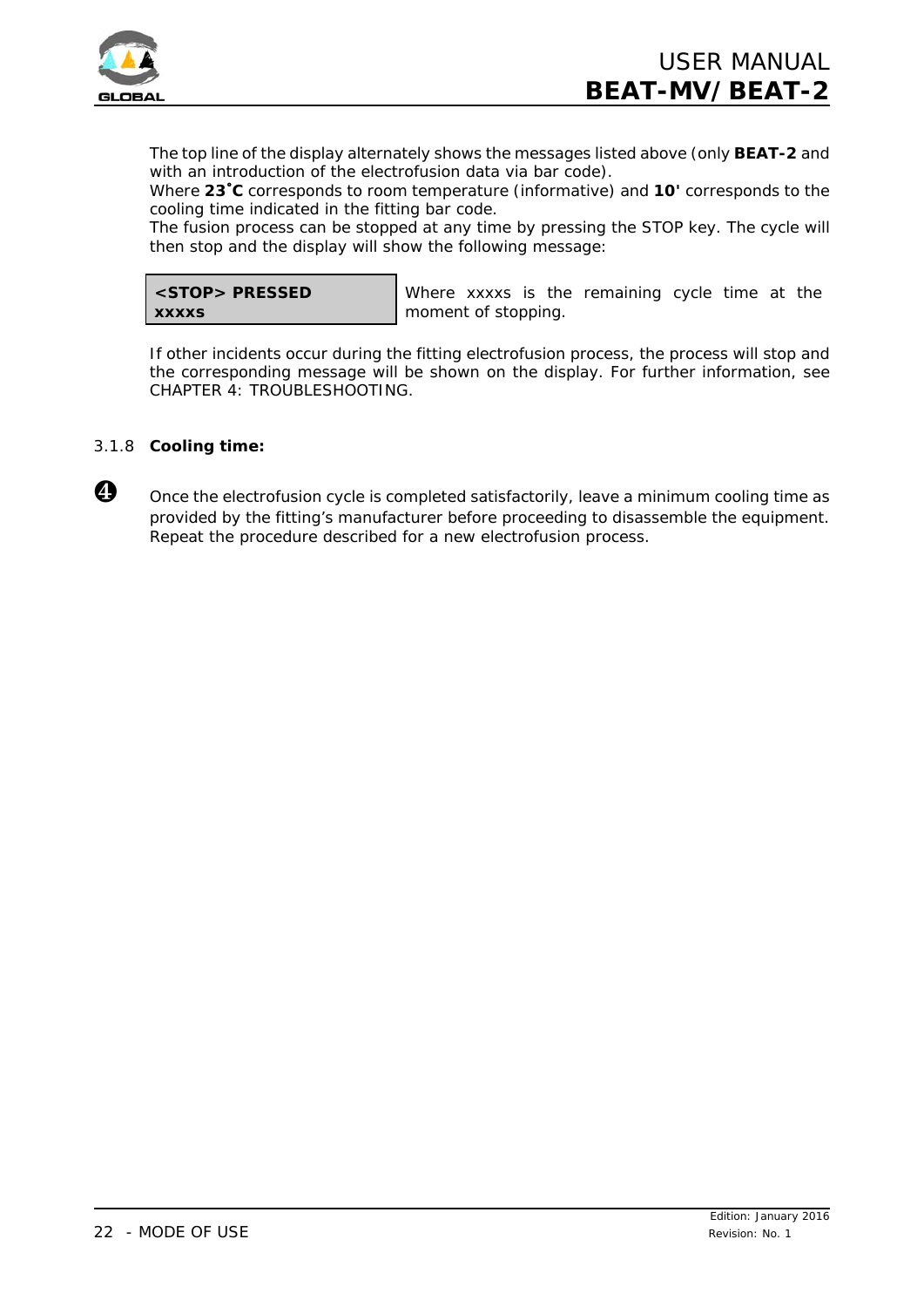The top line of the display alternately shows the messages listed above (only **BEAT-2** and with an introduction of the electrofusion data via bar code).
Where **23˚C** corresponds to room temperature (informative) and **10'** corresponds to the cooling time indicated in the fitting bar code.
The fusion process can be stopped at any time by pressing the STOP key. The cycle will then stop and the display will show the following message:

| **<STOP> PRESSED**<br>**xxxxs** | Where xxxxs is the remaining cycle time at the moment of stopping. |
|---|---|

If other incidents occur during the fitting electrofusion process, the process will stop and the corresponding message will be shown on the display. For further information, see CHAPTER 4: TROUBLESHOOTING.

### 3.1.8 **Cooling time:**

❹ Once the electrofusion cycle is completed satisfactorily, leave a minimum cooling time as provided by the fitting's manufacturer before proceeding to disassemble the equipment. Repeat the procedure described for a new electrofusion process.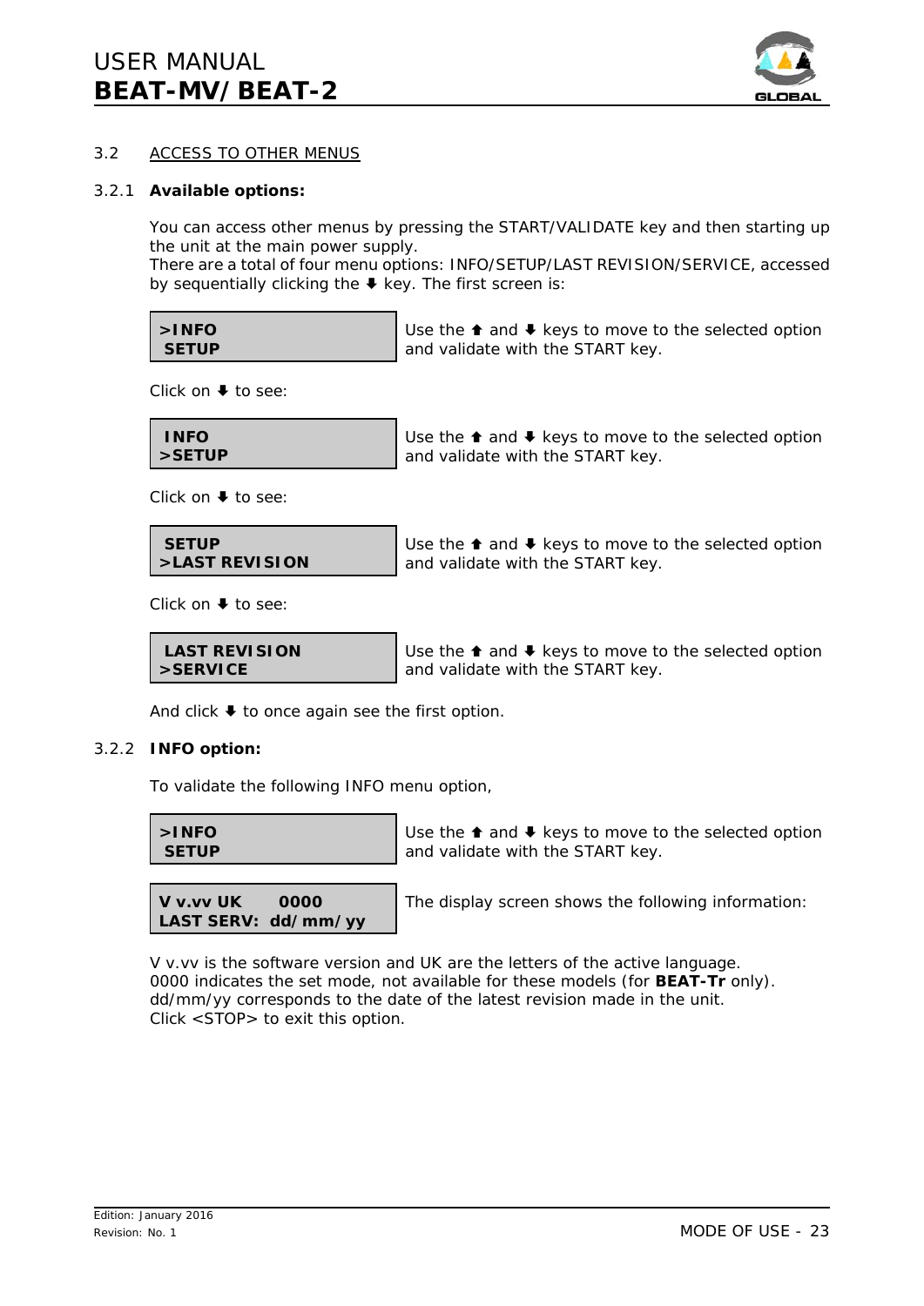## 3.2 ACCESS TO OTHER MENUS

### 3.2.1 **Available options:**

You can access other menus by pressing the START/VALIDATE key and then starting up the unit at the main power supply.
There are a total of four menu options: INFO/SETUP/LAST REVISION/SERVICE, accessed by sequentially clicking the ⬇ key. The first screen is:

| Display | Description |
|---|---|
| **>INFO**<br>**SETUP** | Use the ⬆ and ⬇ keys to move to the selected option and validate with the START key. |

Click on ⬇ to see:

| Display | Description |
|---|---|
| **INFO**<br>**>SETUP** | Use the ⬆ and ⬇ keys to move to the selected option and validate with the START key. |

Click on ⬇ to see:

| Display | Description |
|---|---|
| **SETUP**<br>**>LAST REVISION** | Use the ⬆ and ⬇ keys to move to the selected option and validate with the START key. |

Click on ⬇ to see:

| Display | Description |
|---|---|
| **LAST REVISION**<br>**>SERVICE** | Use the ⬆ and ⬇ keys to move to the selected option and validate with the START key. |

And click ⬇ to once again see the first option.

### 3.2.2 **INFO option:**

To validate the following INFO menu option,

| Display | Description |
|---|---|
| **>INFO**<br>**SETUP** | Use the ⬆ and ⬇ keys to move to the selected option and validate with the START key. |
| **V v.vv UK 0000**<br>**LAST SERV: dd/mm/yy** | The display screen shows the following information: |

V v.vv is the software version and UK are the letters of the active language.
0000 indicates the set mode, not available for these models (for **BEAT-Tr** only).
dd/mm/yy corresponds to the date of the latest revision made in the unit.
Click <STOP> to exit this option.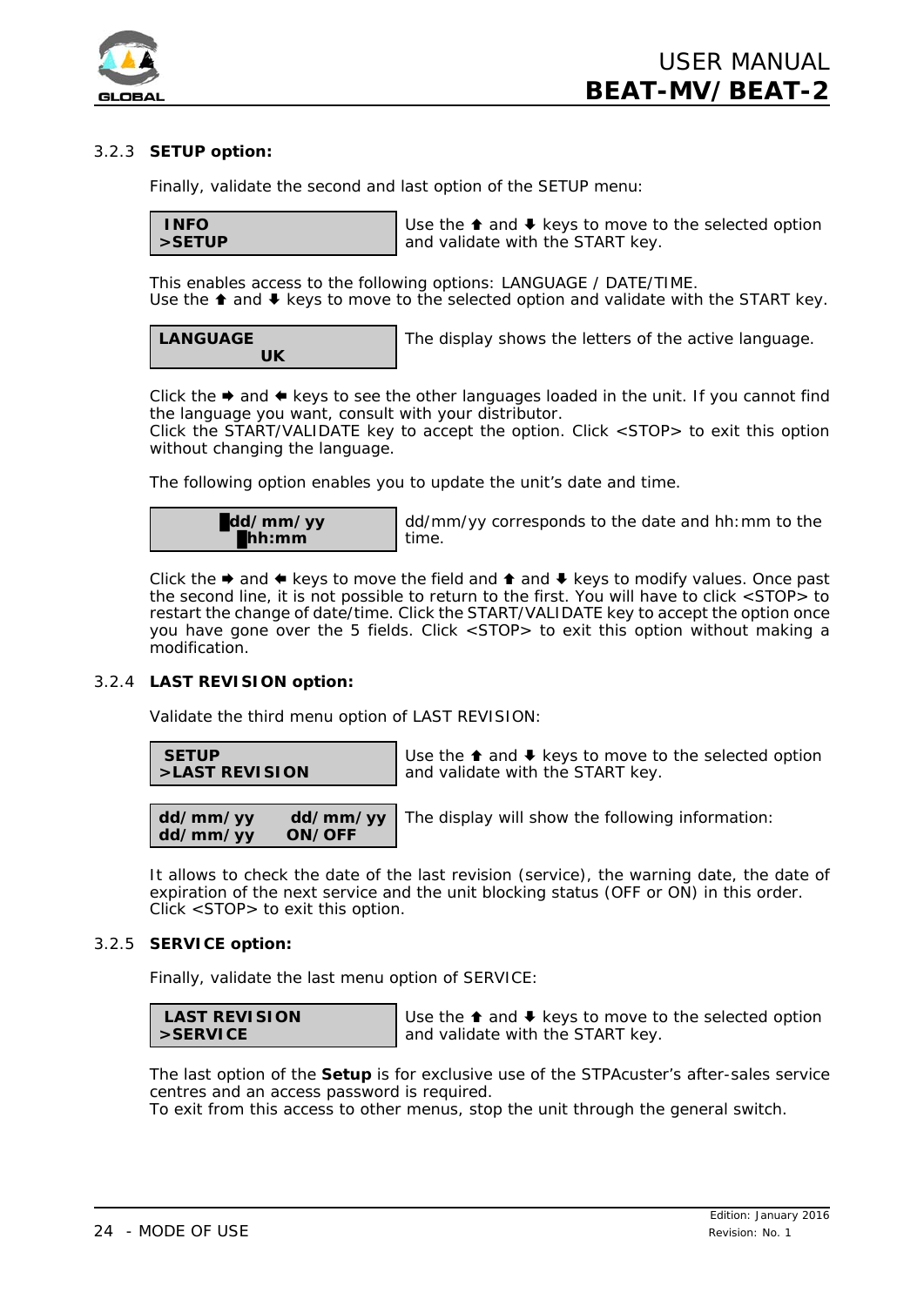### 3.2.3 **SETUP option:**

Finally, validate the second and last option of the SETUP menu:

| **INFO**<br>**>SETUP** | Use the ⬆ and ⬇ keys to move to the selected option and validate with the START key. |
|---|---|

This enables access to the following options: LANGUAGE / DATE/TIME.
Use the ⬆ and ⬇ keys to move to the selected option and validate with the START key.

| **LANGUAGE**<br>**UK** | The display shows the letters of the active language. |
|---|---|

Click the ➡ and ⬅ keys to see the other languages loaded in the unit. If you cannot find the language you want, consult with your distributor.
Click the START/VALIDATE key to accept the option. Click <STOP> to exit this option without changing the language.

The following option enables you to update the unit’s date and time.

| **█dd/mm/yy**<br>**█hh:mm** | dd/mm/yy corresponds to the date and hh:mm to the time. |
|---|---|

Click the ➡ and ⬅ keys to move the field and ⬆ and ⬇ keys to modify values. Once past the second line, it is not possible to return to the first. You will have to click <STOP> to restart the change of date/time. Click the START/VALIDATE key to accept the option once you have gone over the 5 fields. Click <STOP> to exit this option without making a modification.

### 3.2.4 **LAST REVISION option:**

Validate the third menu option of LAST REVISION:

| **SETUP**<br>**>LAST REVISION** | Use the ⬆ and ⬇ keys to move to the selected option and validate with the START key. |
|---|---|

| **dd/mm/yy dd/mm/yy**<br>**dd/mm/yy ON/OFF** | The display will show the following information: |
|---|---|

It allows to check the date of the last revision (service), the warning date, the date of expiration of the next service and the unit blocking status (OFF or ON) in this order.
Click <STOP> to exit this option.

### 3.2.5 **SERVICE option:**

Finally, validate the last menu option of SERVICE:

| **LAST REVISION**<br>**>SERVICE** | Use the ⬆ and ⬇ keys to move to the selected option and validate with the START key. |
|---|---|

The last option of the **Setup** is for exclusive use of the STPAcuster’s after-sales service centres and an access password is required.
To exit from this access to other menus, stop the unit through the general switch.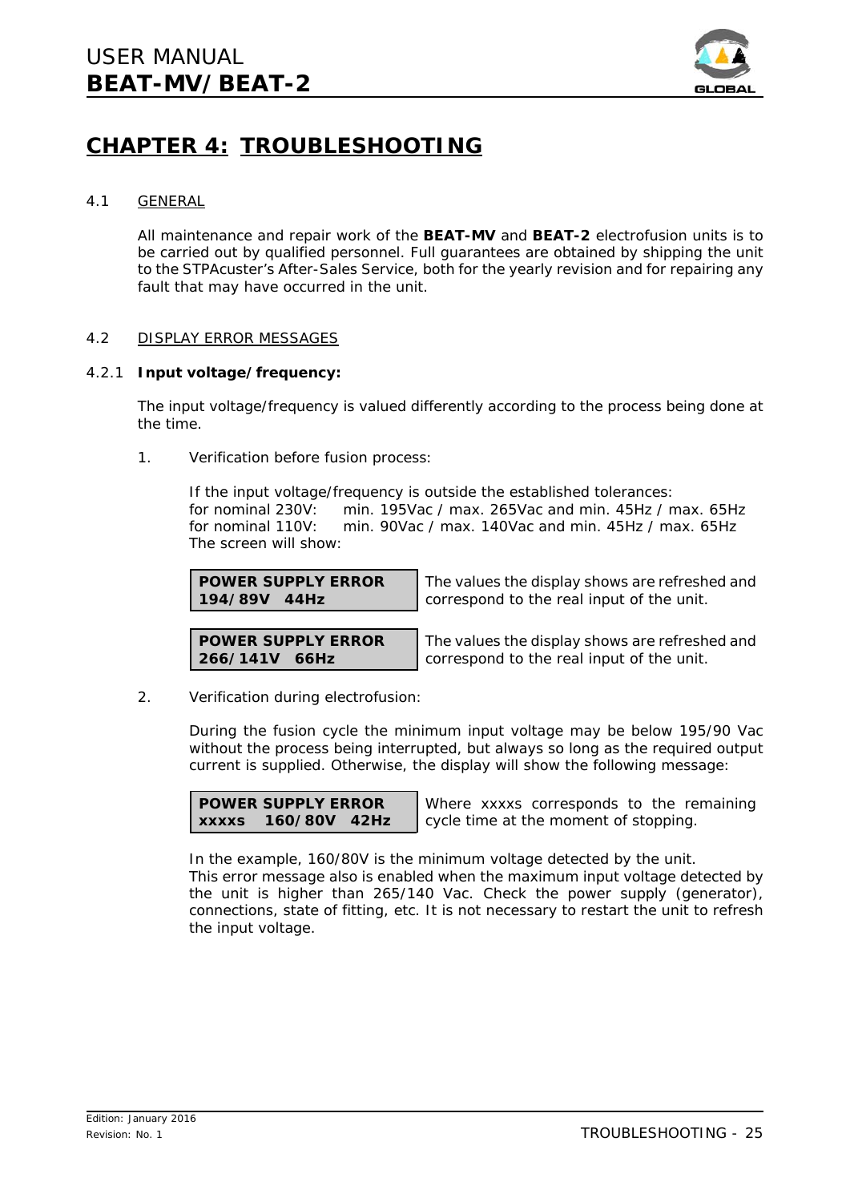# CHAPTER 4: TROUBLESHOOTING

## 4.1 GENERAL

All maintenance and repair work of the **BEAT-MV** and **BEAT-2** electrofusion units is to be carried out by qualified personnel. Full guarantees are obtained by shipping the unit to the STPAcuster's After-Sales Service, both for the yearly revision and for repairing any fault that may have occurred in the unit.

## 4.2 DISPLAY ERROR MESSAGES

### 4.2.1 Input voltage/frequency:

The input voltage/frequency is valued differently according to the process being done at the time.

1. Verification before fusion process:

   If the input voltage/frequency is outside the established tolerances:
   for nominal 230V: min. 195Vac / max. 265Vac and min. 45Hz / max. 65Hz
   for nominal 110V: min. 90Vac / max. 140Vac and min. 45Hz / max. 65Hz
   The screen will show:

| Display | Description |
|---|---|
| **POWER SUPPLY ERROR**<br>**194/89V 44Hz** | The values the display shows are refreshed and correspond to the real input of the unit. |
| **POWER SUPPLY ERROR**<br>**266/141V 66Hz** | The values the display shows are refreshed and correspond to the real input of the unit. |

2. Verification during electrofusion:

   During the fusion cycle the minimum input voltage may be below 195/90 Vac without the process being interrupted, but always so long as the required output current is supplied. Otherwise, the display will show the following message:

| Display | Description |
|---|---|
| **POWER SUPPLY ERROR**<br>**xxxxs 160/80V 42Hz** | Where xxxxs corresponds to the remaining cycle time at the moment of stopping. |

   In the example, 160/80V is the minimum voltage detected by the unit.
   This error message also is enabled when the maximum input voltage detected by the unit is higher than 265/140 Vac. Check the power supply (generator), connections, state of fitting, etc. It is not necessary to restart the unit to refresh the input voltage.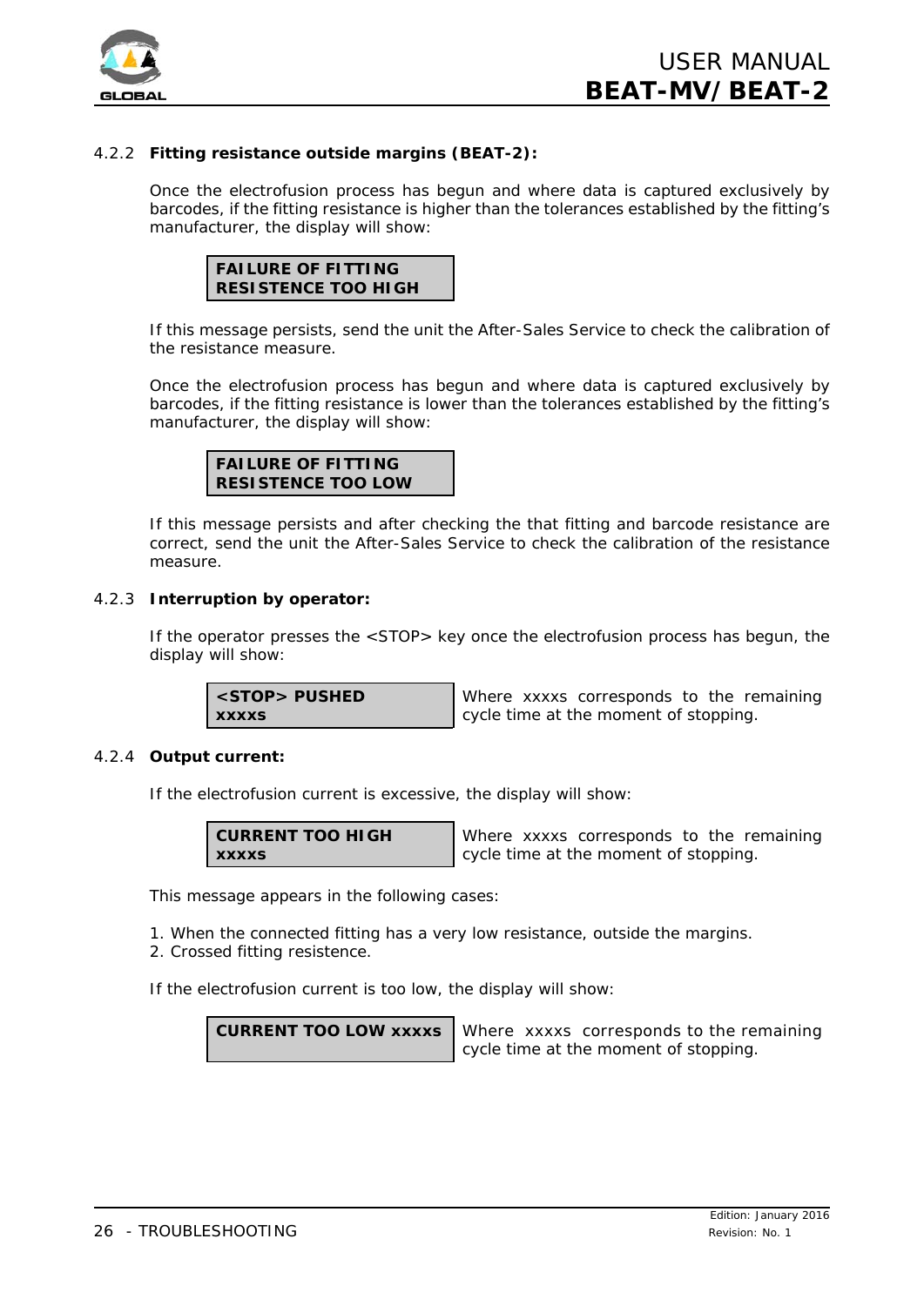#### 4.2.2 **Fitting resistance outside margins (BEAT-2):**

Once the electrofusion process has begun and where data is captured exclusively by barcodes, if the fitting resistance is higher than the tolerances established by the fitting's manufacturer, the display will show:

| FAILURE OF FITTING<br>RESISTENCE TOO HIGH |
|---|

If this message persists, send the unit the After-Sales Service to check the calibration of the resistance measure.

Once the electrofusion process has begun and where data is captured exclusively by barcodes, if the fitting resistance is lower than the tolerances established by the fitting's manufacturer, the display will show:

| FAILURE OF FITTING<br>RESISTENCE TOO LOW |
|---|

If this message persists and after checking the that fitting and barcode resistance are correct, send the unit the After-Sales Service to check the calibration of the resistance measure.

#### 4.2.3 **Interruption by operator:**

If the operator presses the <STOP> key once the electrofusion process has begun, the display will show:

| <STOP> PUSHED<br>xxxxs | Where xxxxs corresponds to the remaining cycle time at the moment of stopping. |
|---|---|

#### 4.2.4 **Output current:**

If the electrofusion current is excessive, the display will show:

| CURRENT TOO HIGH<br>xxxxs | Where xxxxs corresponds to the remaining cycle time at the moment of stopping. |
|---|---|

This message appears in the following cases:

1. When the connected fitting has a very low resistance, outside the margins.
2. Crossed fitting resistence.

If the electrofusion current is too low, the display will show:

| CURRENT TOO LOW xxxxs | Where xxxxs corresponds to the remaining cycle time at the moment of stopping. |
|---|---|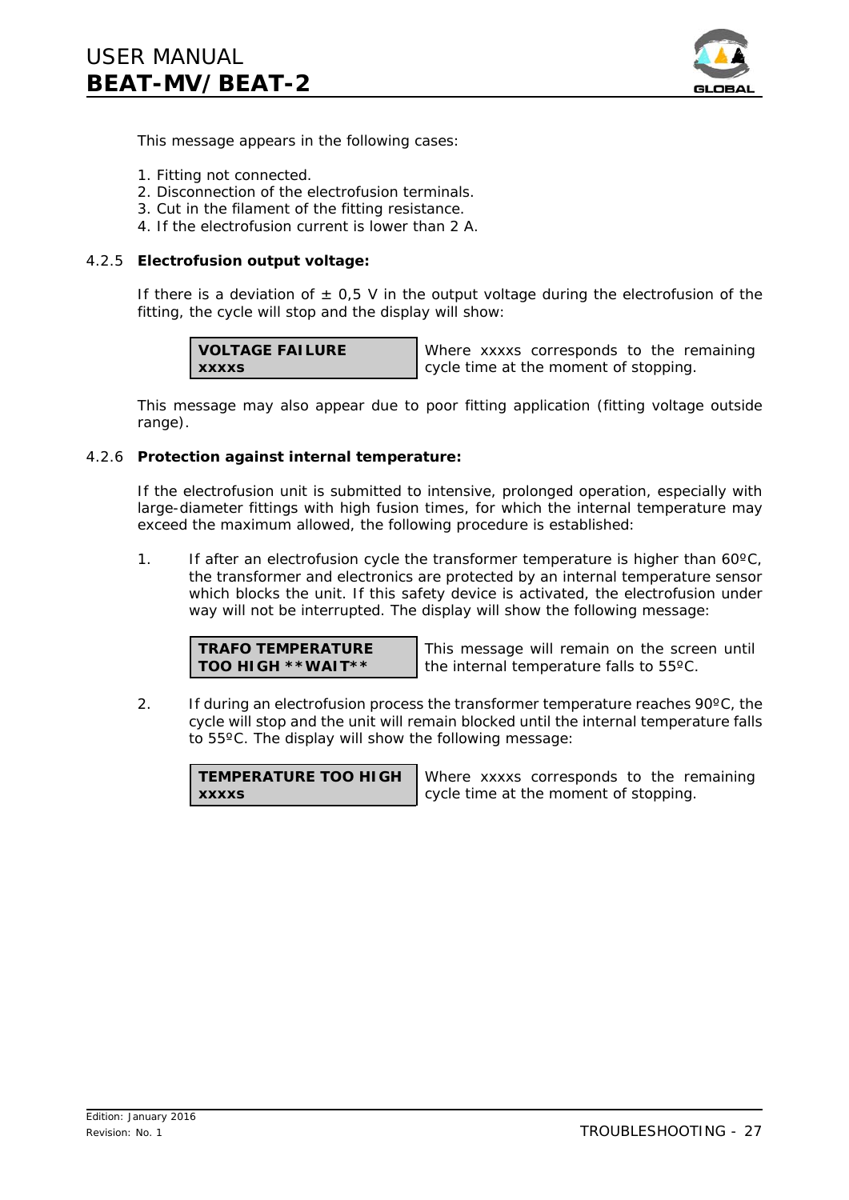This message appears in the following cases:

1. Fitting not connected.
2. Disconnection of the electrofusion terminals.
3. Cut in the filament of the fitting resistance.
4. If the electrofusion current is lower than 2 A.

### 4.2.5 Electrofusion output voltage:

If there is a deviation of ± 0,5 V in the output voltage during the electrofusion of the fitting, the cycle will stop and the display will show:

| **VOLTAGE FAILURE**<br>**xxxxs** | Where xxxxs corresponds to the remaining cycle time at the moment of stopping. |
|---|---|

This message may also appear due to poor fitting application (fitting voltage outside range).

### 4.2.6 Protection against internal temperature:

If the electrofusion unit is submitted to intensive, prolonged operation, especially with large-diameter fittings with high fusion times, for which the internal temperature may exceed the maximum allowed, the following procedure is established:

1. If after an electrofusion cycle the transformer temperature is higher than 60ºC, the transformer and electronics are protected by an internal temperature sensor which blocks the unit. If this safety device is activated, the electrofusion under way will not be interrupted. The display will show the following message:

| **TRAFO TEMPERATURE**<br>**TOO HIGH **WAIT**** | This message will remain on the screen until the internal temperature falls to 55ºC. |
|---|---|

2. If during an electrofusion process the transformer temperature reaches 90ºC, the cycle will stop and the unit will remain blocked until the internal temperature falls to 55ºC. The display will show the following message:

| **TEMPERATURE TOO HIGH**<br>**xxxxs** | Where xxxxs corresponds to the remaining cycle time at the moment of stopping. |
|---|---|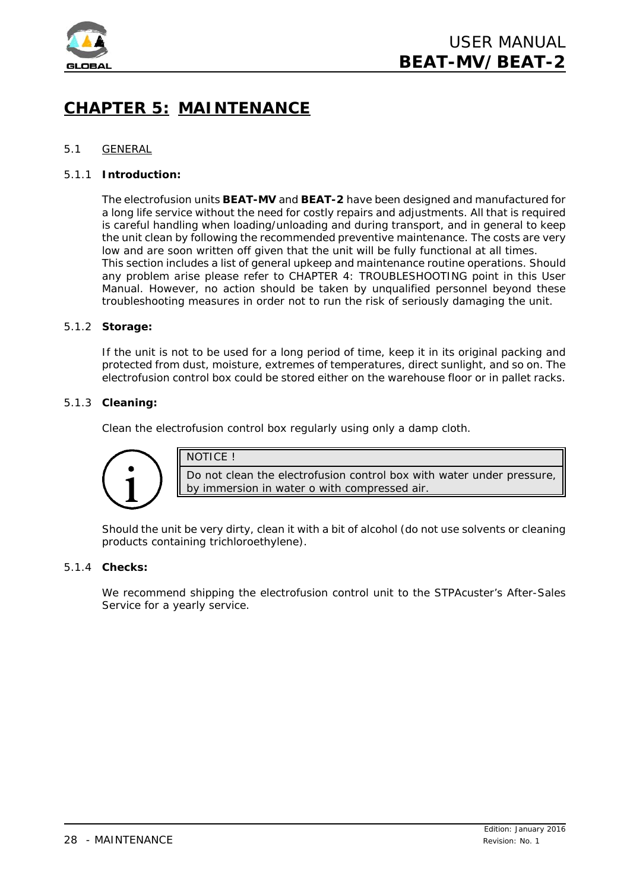# CHAPTER 5: MAINTENANCE

## 5.1 GENERAL

### 5.1.1 Introduction:

The electrofusion units **BEAT-MV** and **BEAT-2** have been designed and manufactured for a long life service without the need for costly repairs and adjustments. All that is required is careful handling when loading/unloading and during transport, and in general to keep the unit clean by following the recommended preventive maintenance. The costs are very low and are soon written off given that the unit will be fully functional at all times.
This section includes a list of general upkeep and maintenance routine operations. Should any problem arise please refer to CHAPTER 4: TROUBLESHOOTING point in this User Manual. However, no action should be taken by unqualified personnel beyond these troubleshooting measures in order not to run the risk of seriously damaging the unit.

### 5.1.2 Storage:

If the unit is not to be used for a long period of time, keep it in its original packing and protected from dust, moisture, extremes of temperatures, direct sunlight, and so on. The electrofusion control box could be stored either on the warehouse floor or in pallet racks.

### 5.1.3 Cleaning:

Clean the electrofusion control box regularly using only a damp cloth.

| NOTICE ! |
| --- |
| Do not clean the electrofusion control box with water under pressure, by immersion in water o with compressed air. |

Should the unit be very dirty, clean it with a bit of alcohol (do not use solvents or cleaning products containing trichloroethylene).

### 5.1.4 Checks:

We recommend shipping the electrofusion control unit to the STPAcuster's After-Sales Service for a yearly service.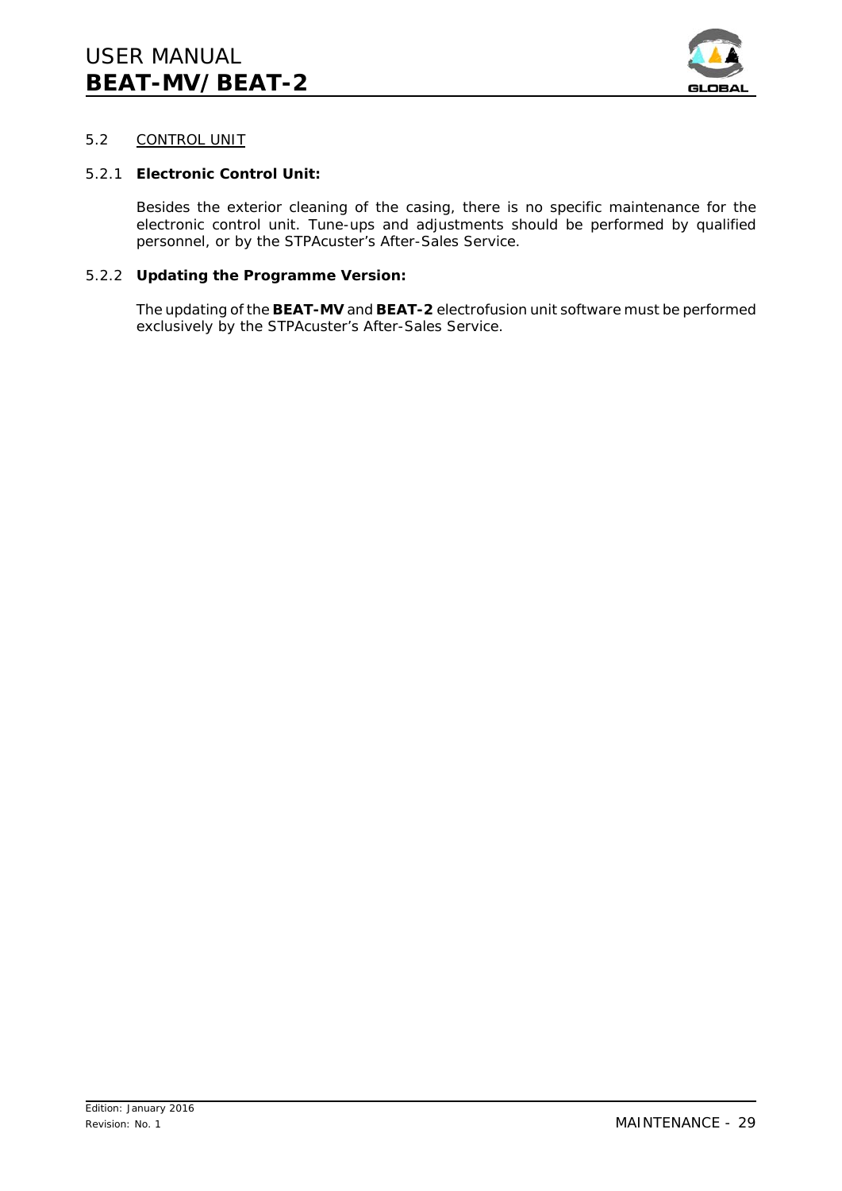## 5.2 CONTROL UNIT

### 5.2.1 **Electronic Control Unit:**

Besides the exterior cleaning of the casing, there is no specific maintenance for the electronic control unit. Tune-ups and adjustments should be performed by qualified personnel, or by the STPAcuster's After-Sales Service.

### 5.2.2 **Updating the Programme Version:**

The updating of the **BEAT-MV** and **BEAT-2** electrofusion unit software must be performed exclusively by the STPAcuster's After-Sales Service.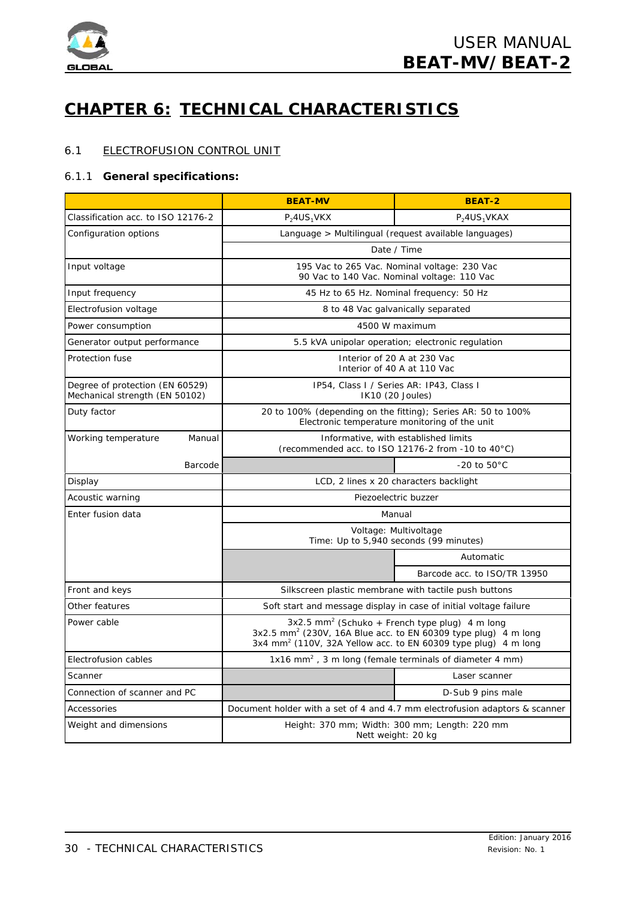# CHAPTER 6: TECHNICAL CHARACTERISTICS

## 6.1 ELECTROFUSION CONTROL UNIT

### 6.1.1 General specifications:

| | BEAT-MV | BEAT-2 |
|---|---|---|
| Classification acc. to ISO 12176-2 | $P_2$4US$_1$VKX | $P_2$4US$_1$VKAX |
| Configuration options | Language > Multilingual (request available languages) | |
| | Date / Time | |
| Input voltage | 195 Vac to 265 Vac. Nominal voltage: 230 Vac<br>90 Vac to 140 Vac. Nominal voltage: 110 Vac | |
| Input frequency | 45 Hz to 65 Hz. Nominal frequency: 50 Hz | |
| Electrofusion voltage | 8 to 48 Vac galvanically separated | |
| Power consumption | 4500 W maximum | |
| Generator output performance | 5.5 kVA unipolar operation; electronic regulation | |
| Protection fuse | Interior of 20 A at 230 Vac<br>Interior of 40 A at 110 Vac | |
| Degree of protection (EN 60529)<br>Mechanical strength (EN 50102) | IP54, Class I / Series AR: IP43, Class I<br>IK10 (20 Joules) | |
| Duty factor | 20 to 100% (depending on the fitting); Series AR: 50 to 100%<br>Electronic temperature monitoring of the unit | |
| Working temperature — Manual | Informative, with established limits<br>(recommended acc. to ISO 12176-2 from -10 to 40°C) | |
| Working temperature — Barcode | | -20 to 50°C |
| Display | LCD, 2 lines x 20 characters backlight | |
| Acoustic warning | Piezoelectric buzzer | |
| Enter fusion data | Manual | |
| | Voltage: Multivoltage<br>Time: Up to 5,940 seconds (99 minutes) | |
| | | Automatic |
| | | Barcode acc. to ISO/TR 13950 |
| Front and keys | Silkscreen plastic membrane with tactile push buttons | |
| Other features | Soft start and message display in case of initial voltage failure | |
| Power cable | 3x2.5 mm$^2$ (Schuko + French type plug) 4 m long<br>3x2.5 mm$^2$ (230V, 16A Blue acc. to EN 60309 type plug) 4 m long<br>3x4 mm$^2$ (110V, 32A Yellow acc. to EN 60309 type plug) 4 m long | |
| Electrofusion cables | 1x16 mm$^2$ , 3 m long (female terminals of diameter 4 mm) | |
| Scanner | | Laser scanner |
| Connection of scanner and PC | | D-Sub 9 pins male |
| Accessories | Document holder with a set of 4 and 4.7 mm electrofusion adaptors & scanner | |
| Weight and dimensions | Height: 370 mm; Width: 300 mm; Length: 220 mm<br>Nett weight: 20 kg | |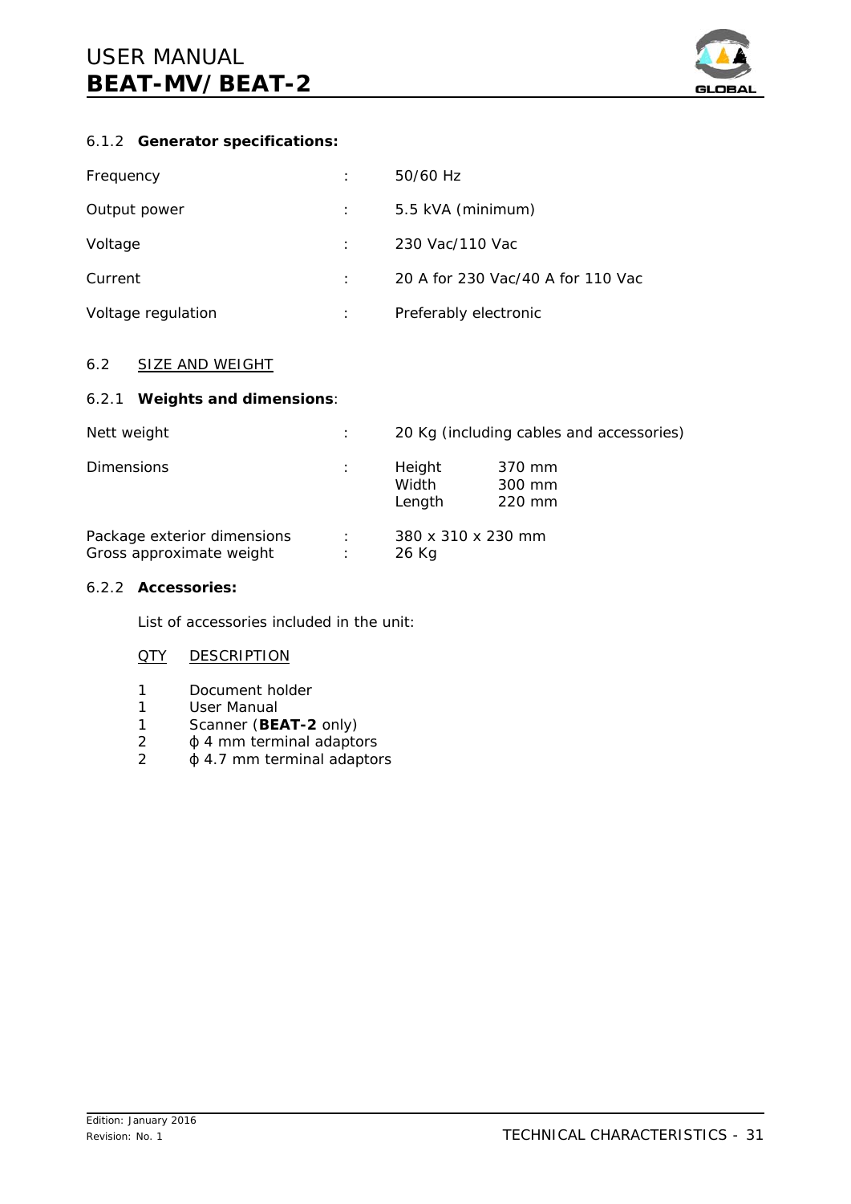### 6.1.2 **Generator specifications:**

| | | |
|---|---|---|
| Frequency | : | 50/60 Hz |
| Output power | : | 5.5 kVA (minimum) |
| Voltage | : | 230 Vac/110 Vac |
| Current | : | 20 A for 230 Vac/40 A for 110 Vac |
| Voltage regulation | : | Preferably electronic |

## 6.2 SIZE AND WEIGHT

### 6.2.1 **Weights and dimensions**:

| | | | |
|---|---|---|---|
| Nett weight | : | 20 Kg (including cables and accessories) | |
| Dimensions | : | Height | 370 mm |
| | | Width | 300 mm |
| | | Length | 220 mm |
| Package exterior dimensions | : | 380 x 310 x 230 mm | |
| Gross approximate weight | : | 26 Kg | |

### 6.2.2 **Accessories:**

List of accessories included in the unit:

| QTY | DESCRIPTION |
|---|---|
| 1 | Document holder |
| 1 | User Manual |
| 1 | Scanner (**BEAT-2** only) |
| 2 | ϕ 4 mm terminal adaptors |
| 2 | ϕ 4.7 mm terminal adaptors |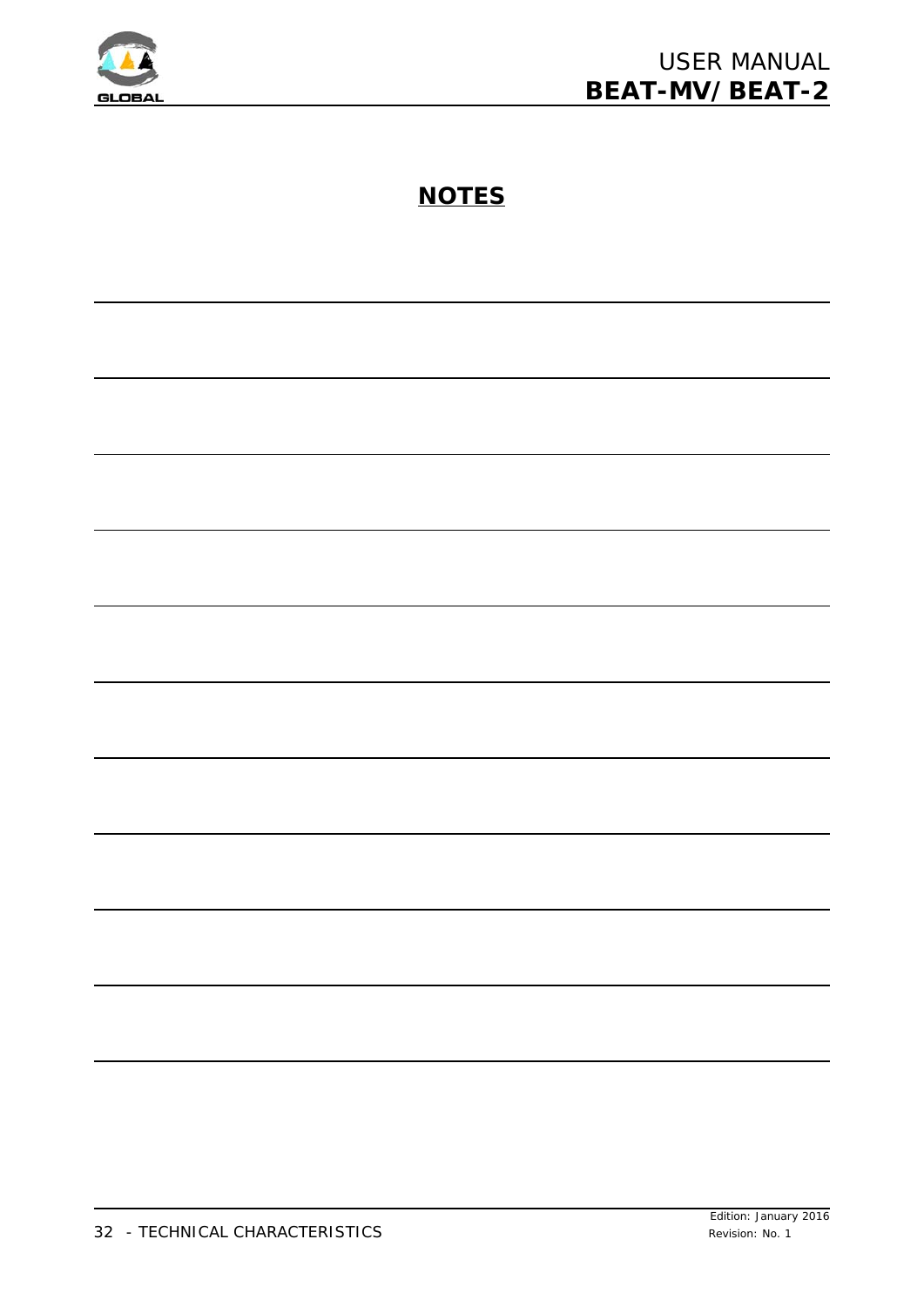# NOTES